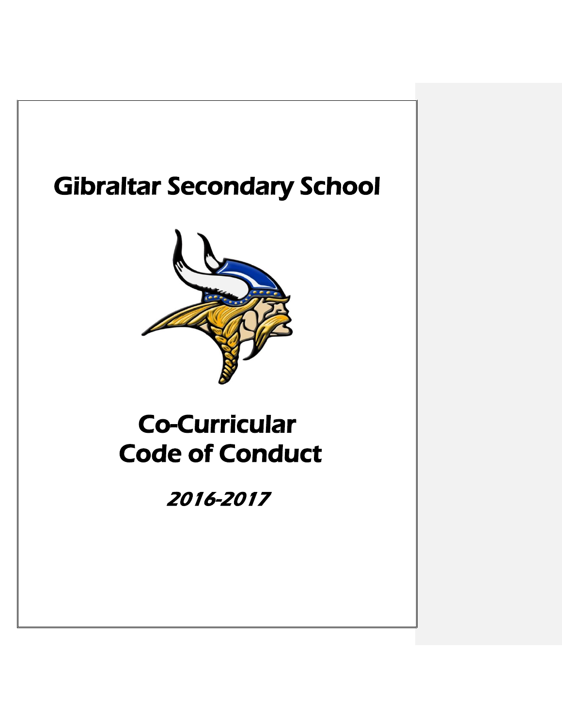# Gibraltar Secondary School

# Co-Curricular Code of Conduct

*2016-2017*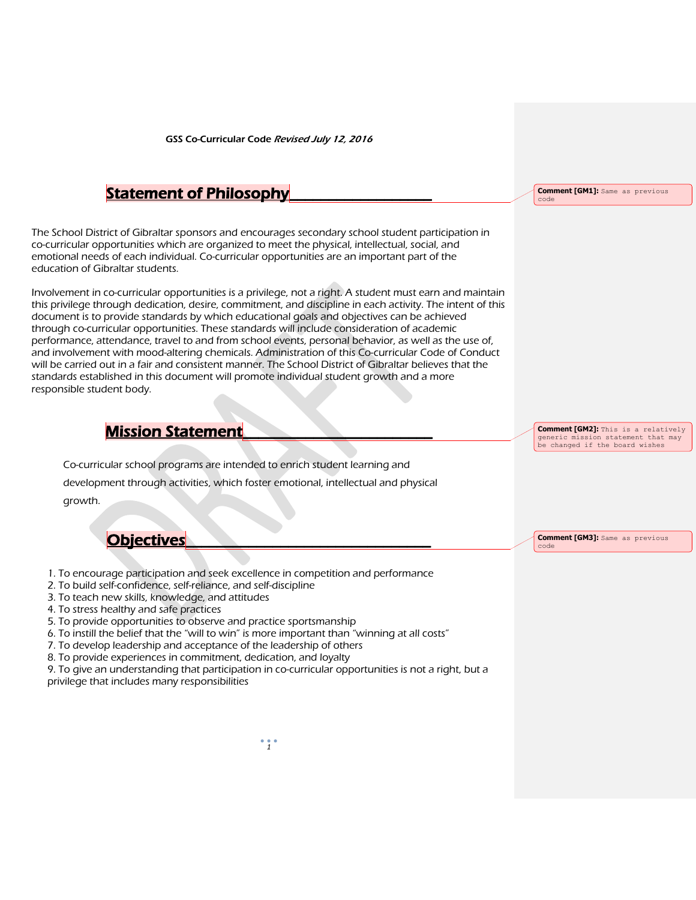## Statement of Philosophy

The School District of Gibraltar sponsors and encourages secondary school student participation in co-curricular opportunities which are organized to meet the physical, intellectual, social, and emotional needs of each individual. Co-curricular opportunities are an important part of the education of Gibraltar students.

Involvement in co-curricular opportunities is a privilege, not a right. A student must earn and maintain this privilege through dedication, desire, commitment, and discipline in each activity. The intent of this document is to provide standards by which educational goals and objectives can be achieved through co-curricular opportunities. These standards will include consideration of academic performance, attendance, travel to and from school events, personal behavior, as well as the use of, and involvement with mood-altering chemicals. Administration of this Co-curricular Code of Conduct will be carried out in a fair and consistent manner. The School District of Gibraltar believes that the standards established in this document will promote individual student growth and a more responsible student body.

## Mission Statement

Co-curricular school programs are intended to enrich student learning and development through activities, which foster emotional, intellectual and physical growth.

## Objectives

1. To encourage participation and seek excellence in competition and performance
2. To build self-confidence, self-reliance, and self-discipline
3. To teach new skills, knowledge, and attitudes
4. To stress healthy and safe practices
5. To provide opportunities to observe and practice sportsmanship
6. To instill the belief that the "will to win" is more important than "winning at all costs"
7. To develop leadership and acceptance of the leadership of others
8. To provide experiences in commitment, dedication, and loyalty
9. To give an understanding that participation in co-curricular opportunities is not a right, but a privilege that includes many responsibilities

**Comment [GM1]:** Same as previous code

**Comment [GM2]:** This is a relatively generic mission statement that may be changed if the board wishes

**Comment [GM3]:** Same as previous code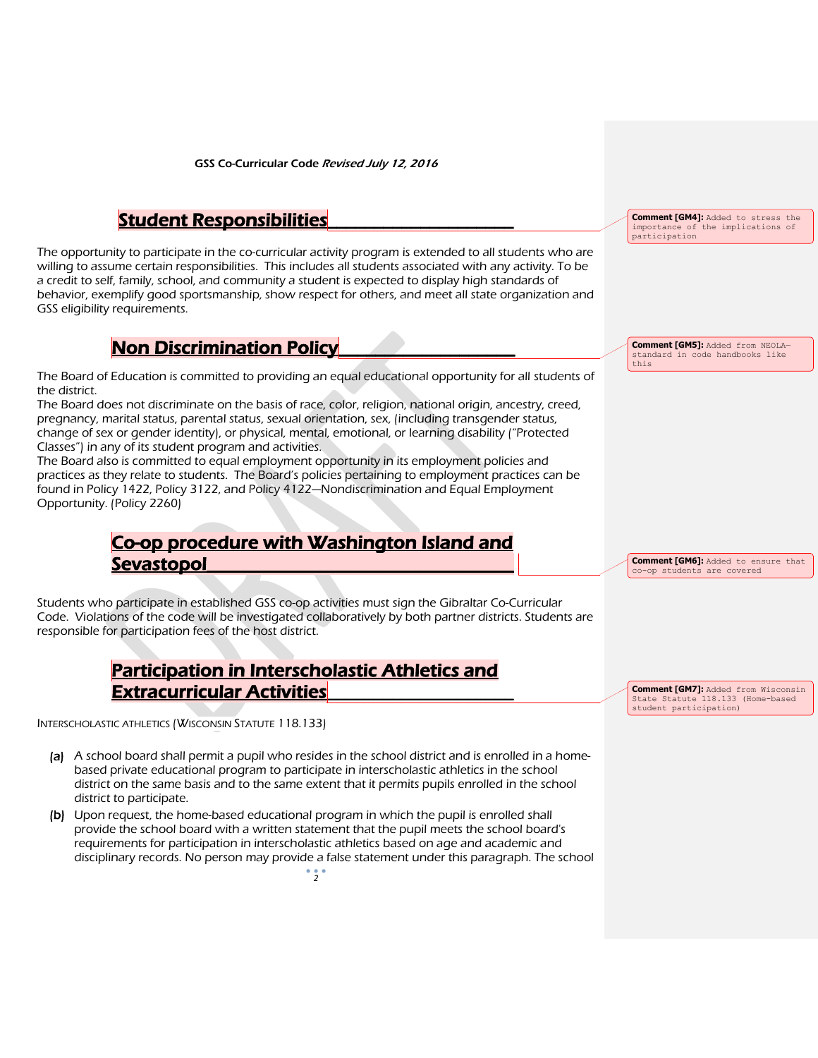## Student Responsibilities

The opportunity to participate in the co-curricular activity program is extended to all students who are willing to assume certain responsibilities. This includes all students associated with any activity. To be a credit to self, family, school, and community a student is expected to display high standards of behavior, exemplify good sportsmanship, show respect for others, and meet all state organization and GSS eligibility requirements.

## Non Discrimination Policy

The Board of Education is committed to providing an equal educational opportunity for all students of the district.

The Board does not discriminate on the basis of race, color, religion, national origin, ancestry, creed, pregnancy, marital status, parental status, sexual orientation, sex, (including transgender status, change of sex or gender identity), or physical, mental, emotional, or learning disability ("Protected Classes") in any of its student program and activities.

The Board also is committed to equal employment opportunity in its employment policies and practices as they relate to students. The Board's policies pertaining to employment practices can be found in Policy 1422, Policy 3122, and Policy 4122—Nondiscrimination and Equal Employment Opportunity. (Policy 2260)

## Co-op procedure with Washington Island and Sevastopol

Students who participate in established GSS co-op activities must sign the Gibraltar Co-Curricular Code. Violations of the code will be investigated collaboratively by both partner districts. Students are responsible for participation fees of the host district.

## Participation in Interscholastic Athletics and Extracurricular Activities

INTERSCHOLASTIC ATHLETICS (WISCONSIN STATUTE 118.133)

(a) A school board shall permit a pupil who resides in the school district and is enrolled in a home-based private educational program to participate in interscholastic athletics in the school district on the same basis and to the same extent that it permits pupils enrolled in the school district to participate.

(b) Upon request, the home-based educational program in which the pupil is enrolled shall provide the school board with a written statement that the pupil meets the school board's requirements for participation in interscholastic athletics based on age and academic and disciplinary records. No person may provide a false statement under this paragraph. The school

Comment [GM4]: Added to stress the importance of the implications of participation

Comment [GM5]: Added from NEOLA—standard in code handbooks like this

Comment [GM6]: Added to ensure that co-op students are covered

Comment [GM7]: Added from Wisconsin State Statute 118.133 (Home-based student participation)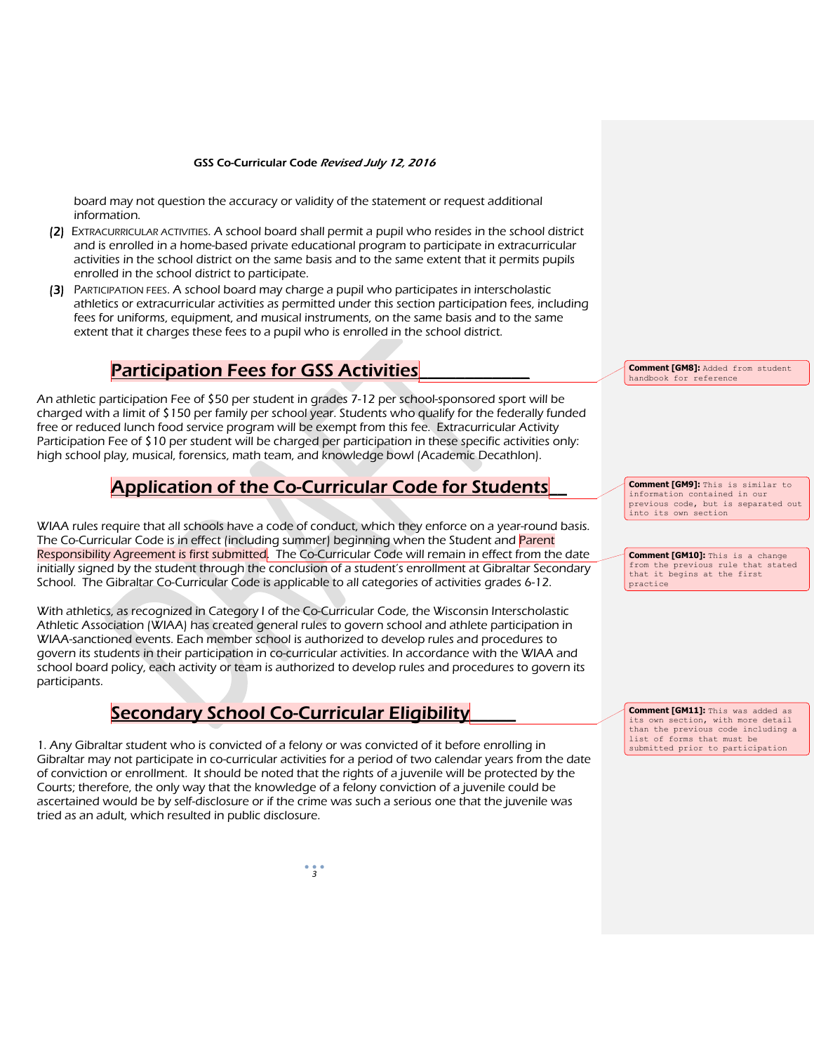board may not question the accuracy or validity of the statement or request additional information.

(2) EXTRACURRICULAR ACTIVITIES. A school board shall permit a pupil who resides in the school district and is enrolled in a home-based private educational program to participate in extracurricular activities in the school district on the same basis and to the same extent that it permits pupils enrolled in the school district to participate.

(3) PARTICIPATION FEES. A school board may charge a pupil who participates in interscholastic athletics or extracurricular activities as permitted under this section participation fees, including fees for uniforms, equipment, and musical instruments, on the same basis and to the same extent that it charges these fees to a pupil who is enrolled in the school district.

## Participation Fees for GSS Activities

An athletic participation Fee of $50 per student in grades 7-12 per school-sponsored sport will be charged with a limit of $150 per family per school year. Students who qualify for the federally funded free or reduced lunch food service program will be exempt from this fee. Extracurricular Activity Participation Fee of $10 per student will be charged per participation in these specific activities only: high school play, musical, forensics, math team, and knowledge bowl (Academic Decathlon).

## Application of the Co-Curricular Code for Students

WIAA rules require that all schools have a code of conduct, which they enforce on a year-round basis. The Co-Curricular Code is in effect (including summer) beginning when the Student and Parent Responsibility Agreement is first submitted. The Co-Curricular Code will remain in effect from the date initially signed by the student through the conclusion of a student's enrollment at Gibraltar Secondary School. The Gibraltar Co-Curricular Code is applicable to all categories of activities grades 6-12.

With athletics, as recognized in Category I of the Co-Curricular Code, the Wisconsin Interscholastic Athletic Association (WIAA) has created general rules to govern school and athlete participation in WIAA-sanctioned events. Each member school is authorized to develop rules and procedures to govern its students in their participation in co-curricular activities. In accordance with the WIAA and school board policy, each activity or team is authorized to develop rules and procedures to govern its participants.

## Secondary School Co-Curricular Eligibility

1. Any Gibraltar student who is convicted of a felony or was convicted of it before enrolling in Gibraltar may not participate in co-curricular activities for a period of two calendar years from the date of conviction or enrollment. It should be noted that the rights of a juvenile will be protected by the Courts; therefore, the only way that the knowledge of a felony conviction of a juvenile could be ascertained would be by self-disclosure or if the crime was such a serious one that the juvenile was tried as an adult, which resulted in public disclosure.

**Comment [GM8]:** Added from student handbook for reference

**Comment [GM9]:** This is similar to information contained in our previous code, but is separated out into its own section

**Comment [GM10]:** This is a change from the previous rule that stated that it begins at the first practice

**Comment [GM11]:** This was added as its own section, with more detail than the previous code including a list of forms that must be submitted prior to participation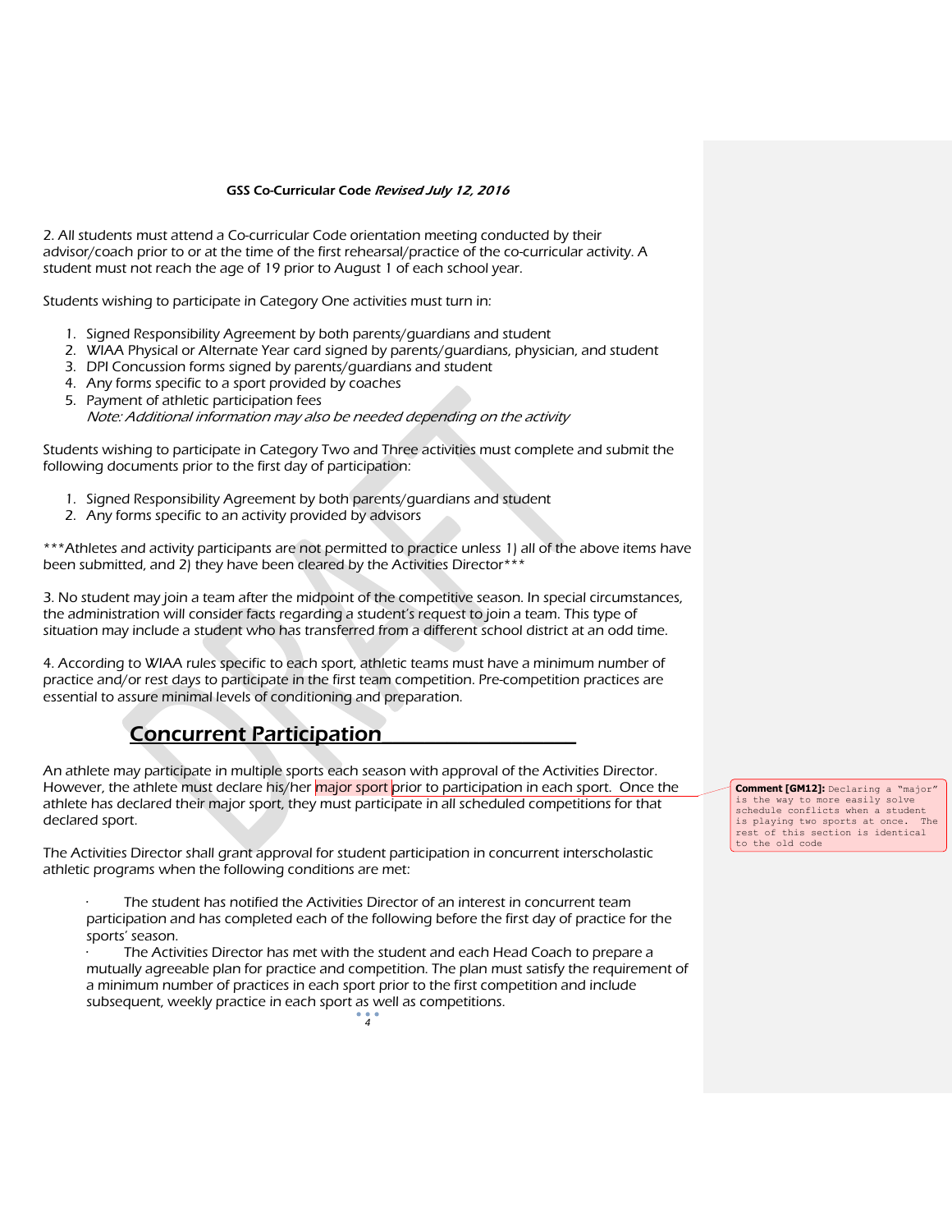2. All students must attend a Co-curricular Code orientation meeting conducted by their advisor/coach prior to or at the time of the first rehearsal/practice of the co-curricular activity. A student must not reach the age of 19 prior to August 1 of each school year.

Students wishing to participate in Category One activities must turn in:

1. Signed Responsibility Agreement by both parents/guardians and student
2. WIAA Physical or Alternate Year card signed by parents/guardians, physician, and student
3. DPI Concussion forms signed by parents/guardians and student
4. Any forms specific to a sport provided by coaches
5. Payment of athletic participation fees
   *Note: Additional information may also be needed depending on the activity*

Students wishing to participate in Category Two and Three activities must complete and submit the following documents prior to the first day of participation:

1. Signed Responsibility Agreement by both parents/guardians and student
2. Any forms specific to an activity provided by advisors

***Athletes and activity participants are not permitted to practice unless 1) all of the above items have been submitted, and 2) they have been cleared by the Activities Director***

3. No student may join a team after the midpoint of the competitive season. In special circumstances, the administration will consider facts regarding a student's request to join a team. This type of situation may include a student who has transferred from a different school district at an odd time.

4. According to WIAA rules specific to each sport, athletic teams must have a minimum number of practice and/or rest days to participate in the first team competition. Pre-competition practices are essential to assure minimal levels of conditioning and preparation.

## Concurrent Participation

An athlete may participate in multiple sports each season with approval of the Activities Director. However, the athlete must declare his/her major sport prior to participation in each sport. Once the athlete has declared their major sport, they must participate in all scheduled competitions for that declared sport.

**Comment [GM12]:** Declaring a "major" is the way to more easily solve schedule conflicts when a student is playing two sports at once. The rest of this section is identical to the old code

The Activities Director shall grant approval for student participation in concurrent interscholastic athletic programs when the following conditions are met:

- The student has notified the Activities Director of an interest in concurrent team participation and has completed each of the following before the first day of practice for the sports' season.
- The Activities Director has met with the student and each Head Coach to prepare a mutually agreeable plan for practice and competition. The plan must satisfy the requirement of a minimum number of practices in each sport prior to the first competition and include subsequent, weekly practice in each sport as well as competitions.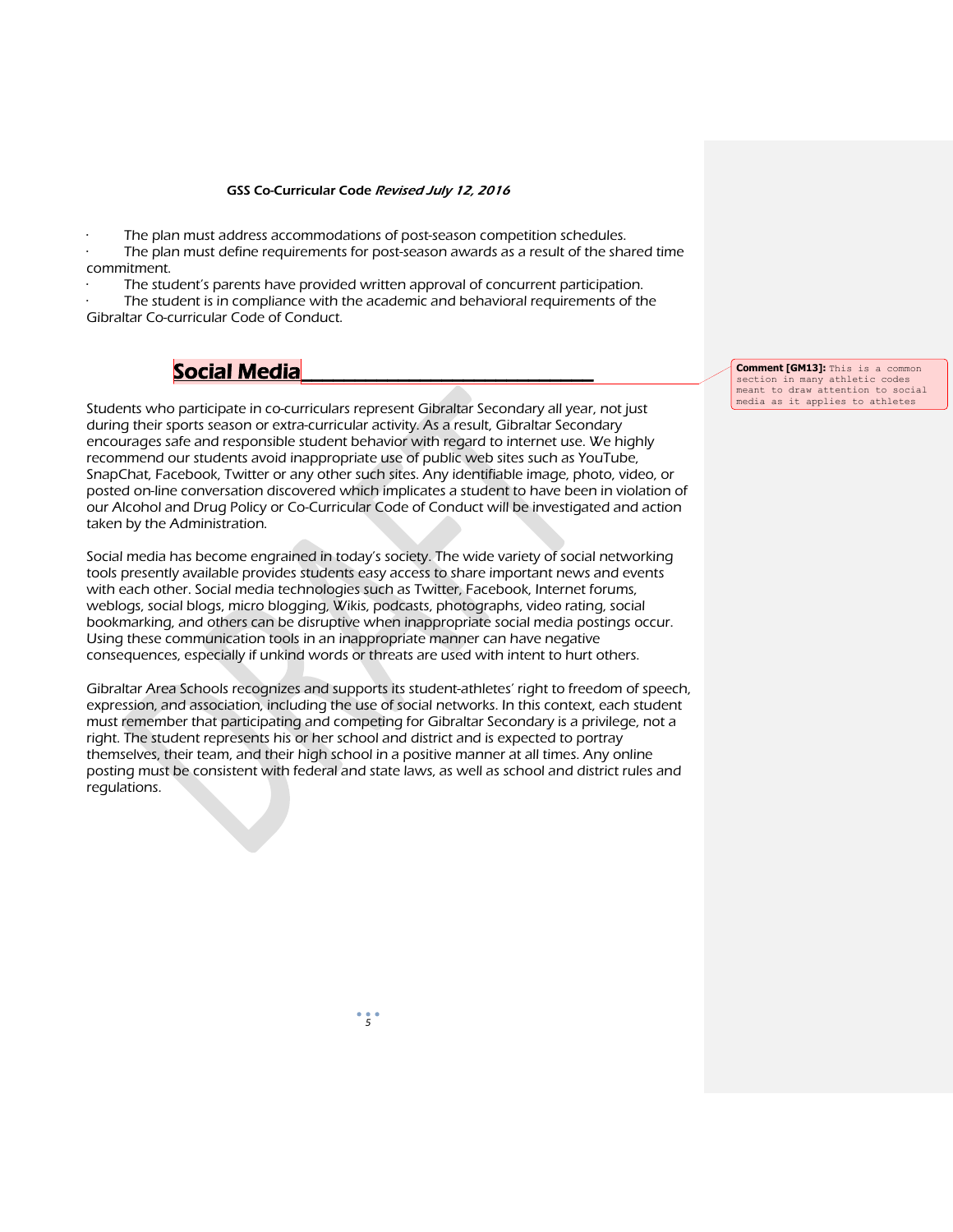- The plan must address accommodations of post-season competition schedules.
- The plan must define requirements for post-season awards as a result of the shared time commitment.
- The student's parents have provided written approval of concurrent participation.
- The student is in compliance with the academic and behavioral requirements of the Gibraltar Co-curricular Code of Conduct.

## Social Media

Students who participate in co-curriculars represent Gibraltar Secondary all year, not just during their sports season or extra-curricular activity. As a result, Gibraltar Secondary encourages safe and responsible student behavior with regard to internet use. We highly recommend our students avoid inappropriate use of public web sites such as YouTube, SnapChat, Facebook, Twitter or any other such sites. Any identifiable image, photo, video, or posted on-line conversation discovered which implicates a student to have been in violation of our Alcohol and Drug Policy or Co-Curricular Code of Conduct will be investigated and action taken by the Administration.

Social media has become engrained in today's society. The wide variety of social networking tools presently available provides students easy access to share important news and events with each other. Social media technologies such as Twitter, Facebook, Internet forums, weblogs, social blogs, micro blogging, Wikis, podcasts, photographs, video rating, social bookmarking, and others can be disruptive when inappropriate social media postings occur. Using these communication tools in an inappropriate manner can have negative consequences, especially if unkind words or threats are used with intent to hurt others.

Gibraltar Area Schools recognizes and supports its student-athletes' right to freedom of speech, expression, and association, including the use of social networks. In this context, each student must remember that participating and competing for Gibraltar Secondary is a privilege, not a right. The student represents his or her school and district and is expected to portray themselves, their team, and their high school in a positive manner at all times. Any online posting must be consistent with federal and state laws, as well as school and district rules and regulations.

**Comment [GM13]:** This is a common section in many athletic codes meant to draw attention to social media as it applies to athletes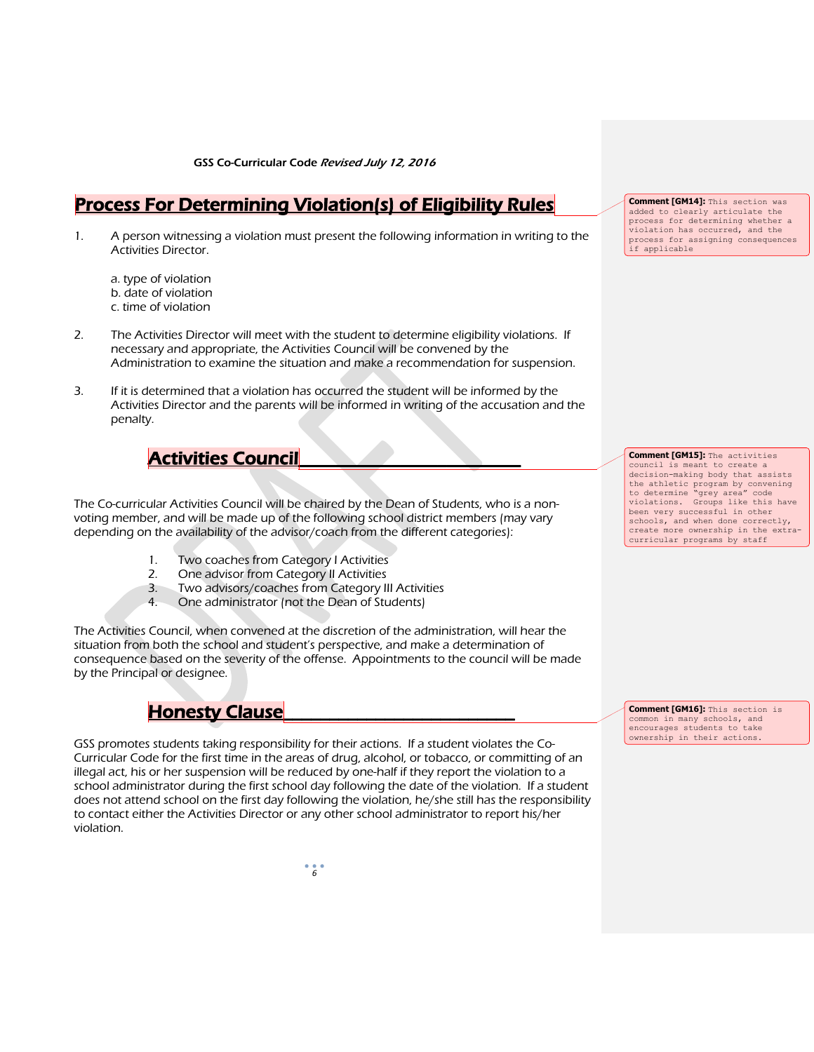## Process For Determining Violation(s) of Eligibility Rules

1. A person witnessing a violation must present the following information in writing to the Activities Director.

   a. type of violation
   b. date of violation
   c. time of violation

2. The Activities Director will meet with the student to determine eligibility violations. If necessary and appropriate, the Activities Council will be convened by the Administration to examine the situation and make a recommendation for suspension.

3. If it is determined that a violation has occurred the student will be informed by the Activities Director and the parents will be informed in writing of the accusation and the penalty.

**Comment [GM14]:** This section was added to clearly articulate the process for determining whether a violation has occurred, and the process for assigning consequences if applicable

### Activities Council

The Co-curricular Activities Council will be chaired by the Dean of Students, who is a non-voting member, and will be made up of the following school district members (may vary depending on the availability of the advisor/coach from the different categories):

1. Two coaches from Category I Activities
2. One advisor from Category II Activities
3. Two advisors/coaches from Category III Activities
4. One administrator (not the Dean of Students)

The Activities Council, when convened at the discretion of the administration, will hear the situation from both the school and student's perspective, and make a determination of consequence based on the severity of the offense. Appointments to the council will be made by the Principal or designee.

**Comment [GM15]:** The activities council is meant to create a decision-making body that assists the athletic program by convening to determine "grey area" code violations. Groups like this have been very successful in other schools, and when done correctly, create more ownership in the extra-curricular programs by staff

### Honesty Clause

GSS promotes students taking responsibility for their actions. If a student violates the Co-Curricular Code for the first time in the areas of drug, alcohol, or tobacco, or committing of an illegal act, his or her suspension will be reduced by one-half if they report the violation to a school administrator during the first school day following the date of the violation. If a student does not attend school on the first day following the violation, he/she still has the responsibility to contact either the Activities Director or any other school administrator to report his/her violation.

**Comment [GM16]:** This section is common in many schools, and encourages students to take ownership in their actions.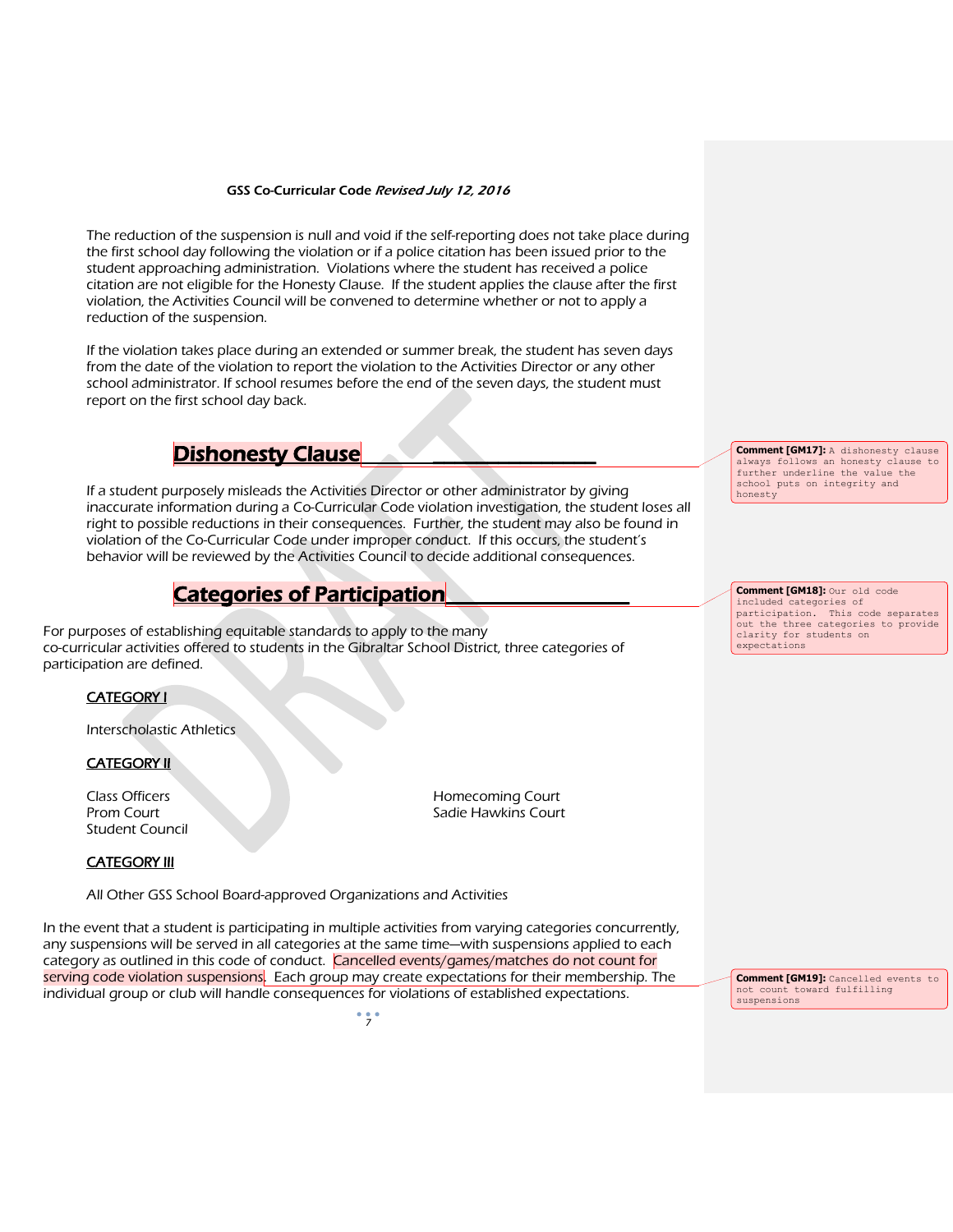The reduction of the suspension is null and void if the self-reporting does not take place during the first school day following the violation or if a police citation has been issued prior to the student approaching administration. Violations where the student has received a police citation are not eligible for the Honesty Clause. If the student applies the clause after the first violation, the Activities Council will be convened to determine whether or not to apply a reduction of the suspension.

If the violation takes place during an extended or summer break, the student has seven days from the date of the violation to report the violation to the Activities Director or any other school administrator. If school resumes before the end of the seven days, the student must report on the first school day back.

## Dishonesty Clause

If a student purposely misleads the Activities Director or other administrator by giving inaccurate information during a Co-Curricular Code violation investigation, the student loses all right to possible reductions in their consequences. Further, the student may also be found in violation of the Co-Curricular Code under improper conduct. If this occurs, the student's behavior will be reviewed by the Activities Council to decide additional consequences.

> **Comment [GM17]:** A dishonesty clause always follows an honesty clause to further underline the value the school puts on integrity and honesty

## Categories of Participation

> **Comment [GM18]:** Our old code included categories of participation. This code separates out the three categories to provide clarity for students on expectations

For purposes of establishing equitable standards to apply to the many co-curricular activities offered to students in the Gibraltar School District, three categories of participation are defined.

**CATEGORY I**

Interscholastic Athletics

**CATEGORY II**

- Class Officers
- Prom Court
- Student Council
- Homecoming Court
- Sadie Hawkins Court

**CATEGORY III**

All Other GSS School Board-approved Organizations and Activities

In the event that a student is participating in multiple activities from varying categories concurrently, any suspensions will be served in all categories at the same time—with suspensions applied to each category as outlined in this code of conduct. Cancelled events/games/matches do not count for serving code violation suspensions. Each group may create expectations for their membership. The individual group or club will handle consequences for violations of established expectations.

> **Comment [GM19]:** Cancelled events to not count toward fulfilling suspensions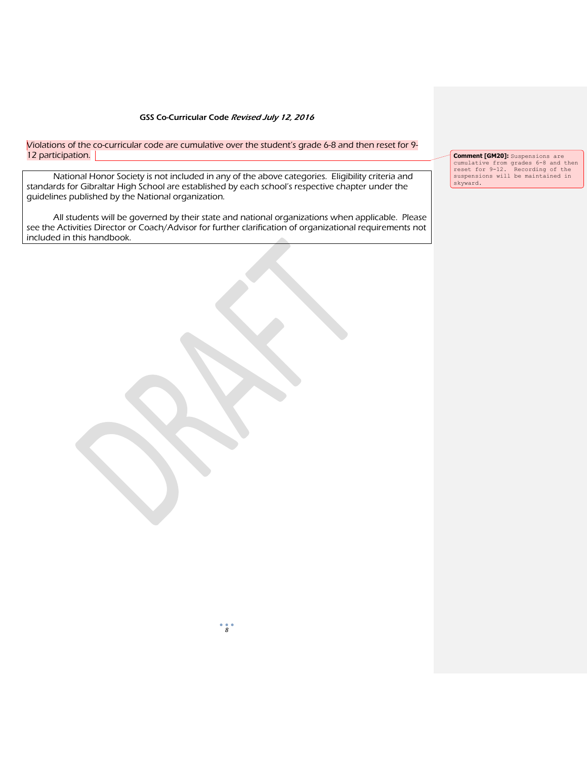Violations of the co-curricular code are cumulative over the student's grade 6-8 and then reset for 9-12 participation.

> **Comment [GM20]:** Suspensions are cumulative from grades 6-8 and then reset for 9-12. Recording of the suspensions will be maintained in skyward.

National Honor Society is not included in any of the above categories. Eligibility criteria and standards for Gibraltar High School are established by each school's respective chapter under the guidelines published by the National organization.

All students will be governed by their state and national organizations when applicable. Please see the Activities Director or Coach/Advisor for further clarification of organizational requirements not included in this handbook.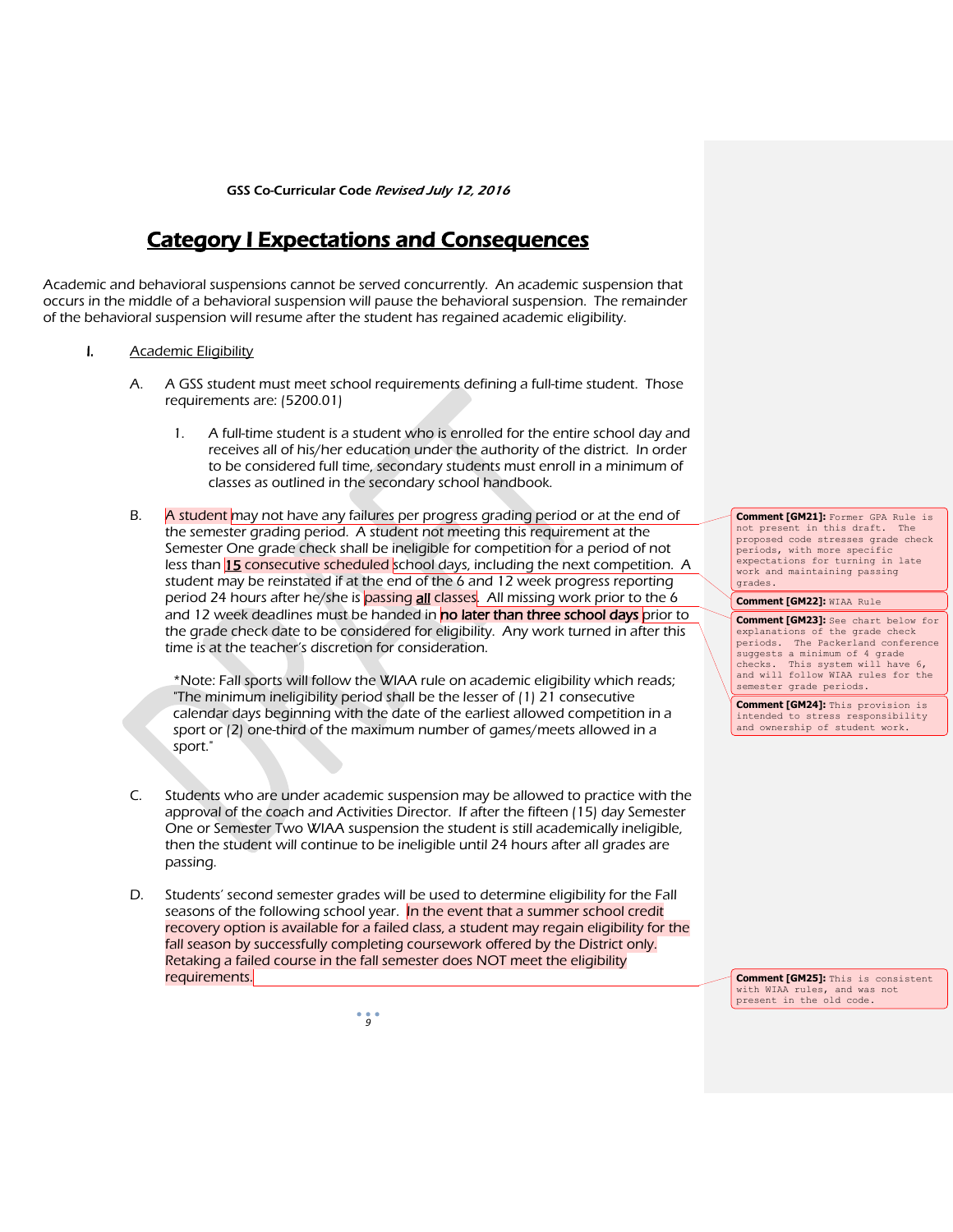# Category I Expectations and Consequences

Academic and behavioral suspensions cannot be served concurrently. An academic suspension that occurs in the middle of a behavioral suspension will pause the behavioral suspension. The remainder of the behavioral suspension will resume after the student has regained academic eligibility.

I. Academic Eligibility

A. A GSS student must meet school requirements defining a full-time student. Those requirements are: (5200.01)

1. A full-time student is a student who is enrolled for the entire school day and receives all of his/her education under the authority of the district. In order to be considered full time, secondary students must enroll in a minimum of classes as outlined in the secondary school handbook.

B. A student may not have any failures per progress grading period or at the end of the semester grading period. A student not meeting this requirement at the Semester One grade check shall be ineligible for competition for a period of not less than **15** consecutive scheduled school days, including the next competition. A student may be reinstated if at the end of the 6 and 12 week progress reporting period 24 hours after he/she is passing **all** classes. All missing work prior to the 6 and 12 week deadlines must be handed in no later than three school days prior to the grade check date to be considered for eligibility. Any work turned in after this time is at the teacher's discretion for consideration.

*Note: Fall sports will follow the WIAA rule on academic eligibility which reads; "The minimum ineligibility period shall be the lesser of (1) 21 consecutive calendar days beginning with the date of the earliest allowed competition in a sport or (2) one-third of the maximum number of games/meets allowed in a sport."

C. Students who are under academic suspension may be allowed to practice with the approval of the coach and Activities Director. If after the fifteen (15) day Semester One or Semester Two WIAA suspension the student is still academically ineligible, then the student will continue to be ineligible until 24 hours after all grades are passing.

D. Students' second semester grades will be used to determine eligibility for the Fall seasons of the following school year. In the event that a summer school credit recovery option is available for a failed class, a student may regain eligibility for the fall season by successfully completing coursework offered by the District only. Retaking a failed course in the fall semester does NOT meet the eligibility requirements.

**Comment [GM21]:** Former GPA Rule is not present in this draft. The proposed code stresses grade check periods, with more specific expectations for turning in late work and maintaining passing grades.

**Comment [GM22]:** WIAA Rule

**Comment [GM23]:** See chart below for explanations of the grade check periods. The Packerland conference suggests a minimum of 4 grade checks. This system will have 6, and will follow WIAA rules for the semester grade periods.

**Comment [GM24]:** This provision is intended to stress responsibility and ownership of student work.

**Comment [GM25]:** This is consistent with WIAA rules, and was not present in the old code.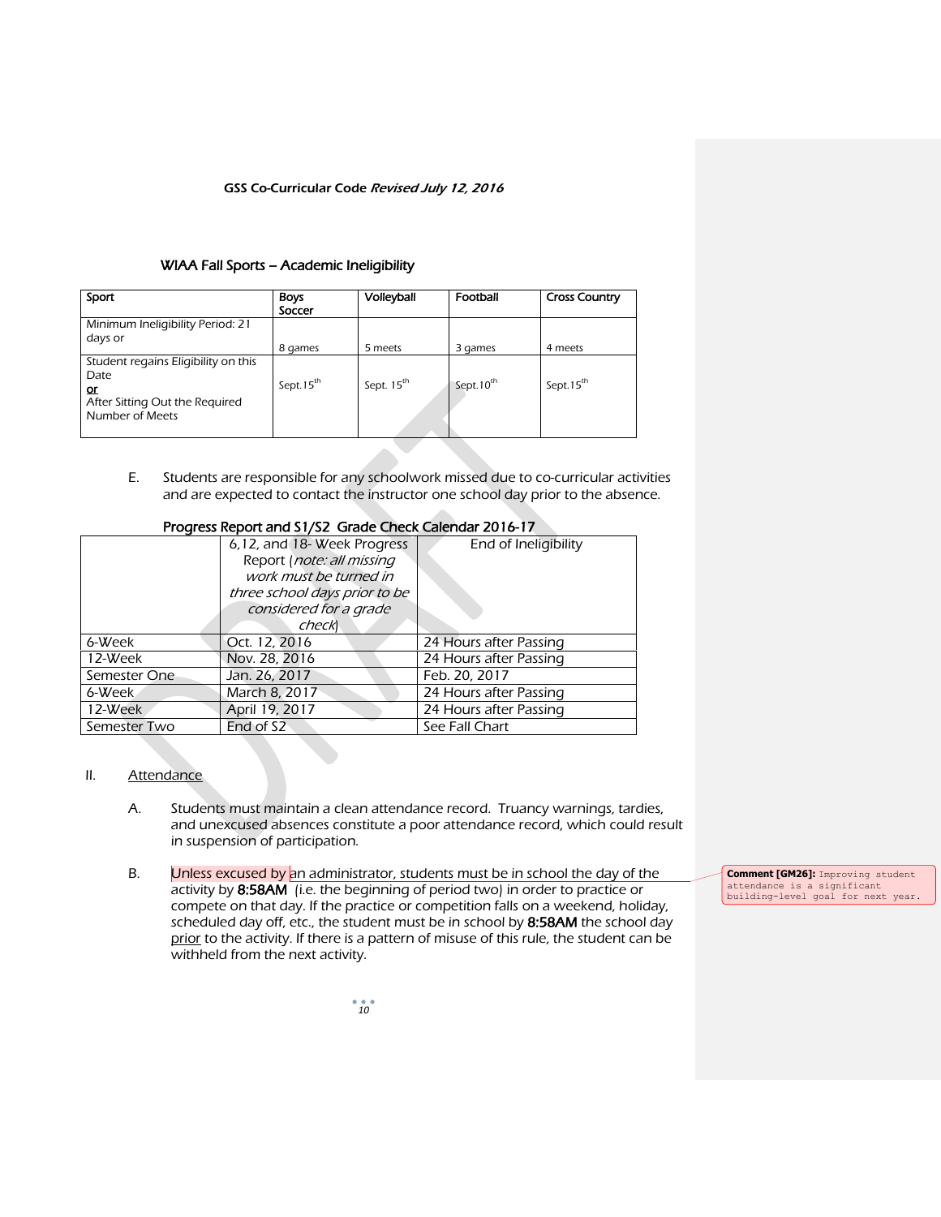WIAA Fall Sports – Academic Ineligibility

| Sport | Boys Soccer | Volleyball | Football | Cross Country |
|---|---|---|---|---|
| Minimum Ineligibility Period: 21 days or | 8 games | 5 meets | 3 games | 4 meets |
| Student regains Eligibility on this Date **or** After Sitting Out the Required Number of Meets | Sept.15th | Sept. 15th | Sept.10th | Sept.15th |

E. Students are responsible for any schoolwork missed due to co-curricular activities and are expected to contact the instructor one school day prior to the absence.

Progress Report and S1/S2 Grade Check Calendar 2016-17

| | 6,12, and 18- Week Progress Report (*note: all missing work must be turned in three school days prior to be considered for a grade check*) | End of Ineligibility |
|---|---|---|
| 6-Week | Oct. 12, 2016 | 24 Hours after Passing |
| 12-Week | Nov. 28, 2016 | 24 Hours after Passing |
| Semester One | Jan. 26, 2017 | Feb. 20, 2017 |
| 6-Week | March 8, 2017 | 24 Hours after Passing |
| 12-Week | April 19, 2017 | 24 Hours after Passing |
| Semester Two | End of S2 | See Fall Chart |

## II. Attendance

A. Students must maintain a clean attendance record. Truancy warnings, tardies, and unexcused absences constitute a poor attendance record, which could result in suspension of participation.

B. Unless excused by an administrator, students must be in school the day of the activity by **8:58AM** (i.e. the beginning of period two) in order to practice or compete on that day. If the practice or competition falls on a weekend, holiday, scheduled day off, etc., the student must be in school by **8:58AM** the school day prior to the activity. If there is a pattern of misuse of this rule, the student can be withheld from the next activity.

**Comment [GM26]:** Improving student attendance is a significant building-level goal for next year.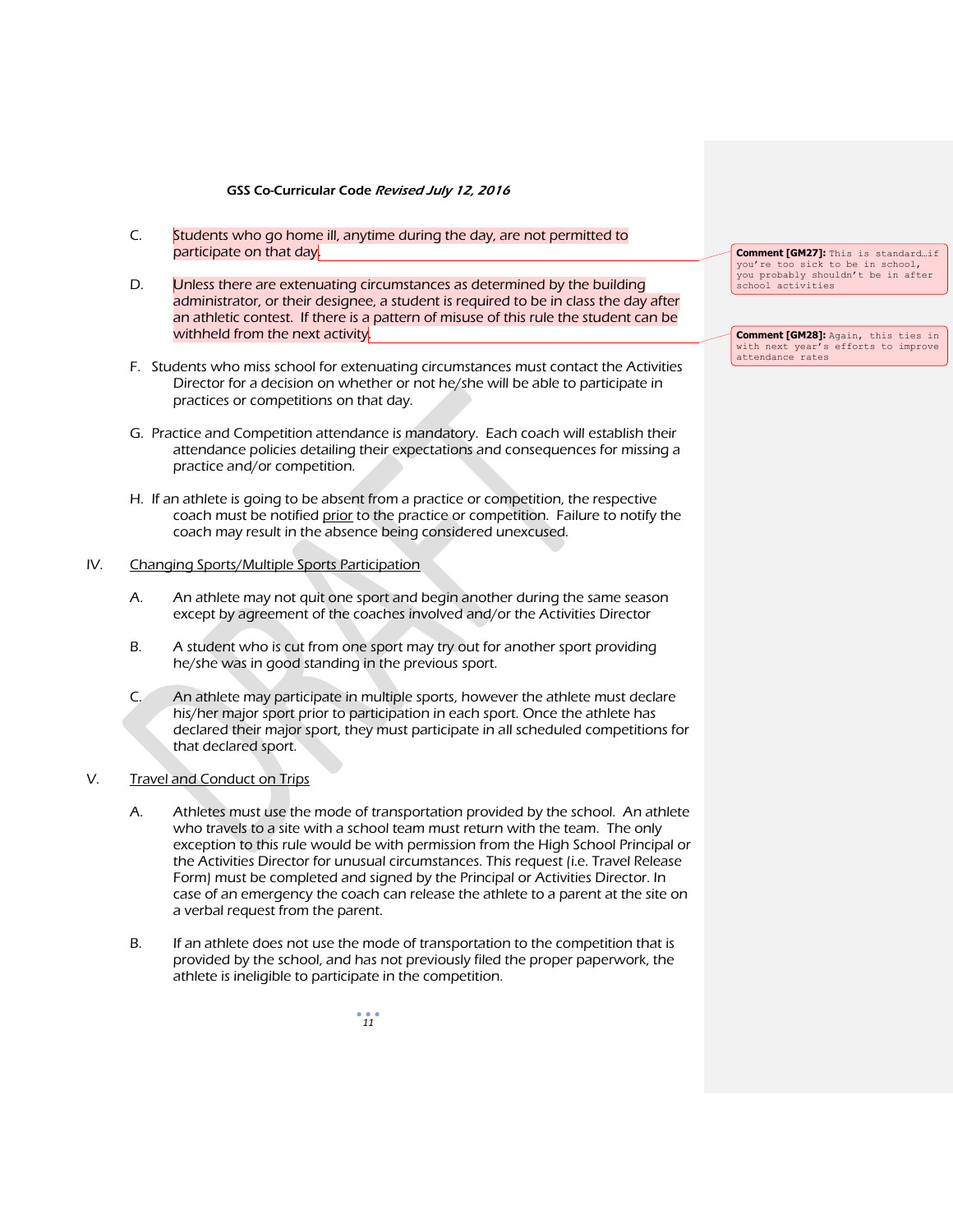C. Students who go home ill, anytime during the day, are not permitted to participate on that day.

D. Unless there are extenuating circumstances as determined by the building administrator, or their designee, a student is required to be in class the day after an athletic contest. If there is a pattern of misuse of this rule the student can be withheld from the next activity.

> **Comment [GM27]:** This is standard…if you're too sick to be in school, you probably shouldn't be in after school activities

> **Comment [GM28]:** Again, this ties in with next year's efforts to improve attendance rates

F. Students who miss school for extenuating circumstances must contact the Activities Director for a decision on whether or not he/she will be able to participate in practices or competitions on that day.

G. Practice and Competition attendance is mandatory. Each coach will establish their attendance policies detailing their expectations and consequences for missing a practice and/or competition.

H. If an athlete is going to be absent from a practice or competition, the respective coach must be notified prior to the practice or competition. Failure to notify the coach may result in the absence being considered unexcused.

IV. Changing Sports/Multiple Sports Participation

A. An athlete may not quit one sport and begin another during the same season except by agreement of the coaches involved and/or the Activities Director

B. A student who is cut from one sport may try out for another sport providing he/she was in good standing in the previous sport.

C. An athlete may participate in multiple sports, however the athlete must declare his/her major sport prior to participation in each sport. Once the athlete has declared their major sport, they must participate in all scheduled competitions for that declared sport.

V. Travel and Conduct on Trips

A. Athletes must use the mode of transportation provided by the school. An athlete who travels to a site with a school team must return with the team. The only exception to this rule would be with permission from the High School Principal or the Activities Director for unusual circumstances. This request (i.e. Travel Release Form) must be completed and signed by the Principal or Activities Director. In case of an emergency the coach can release the athlete to a parent at the site on a verbal request from the parent.

B. If an athlete does not use the mode of transportation to the competition that is provided by the school, and has not previously filed the proper paperwork, the athlete is ineligible to participate in the competition.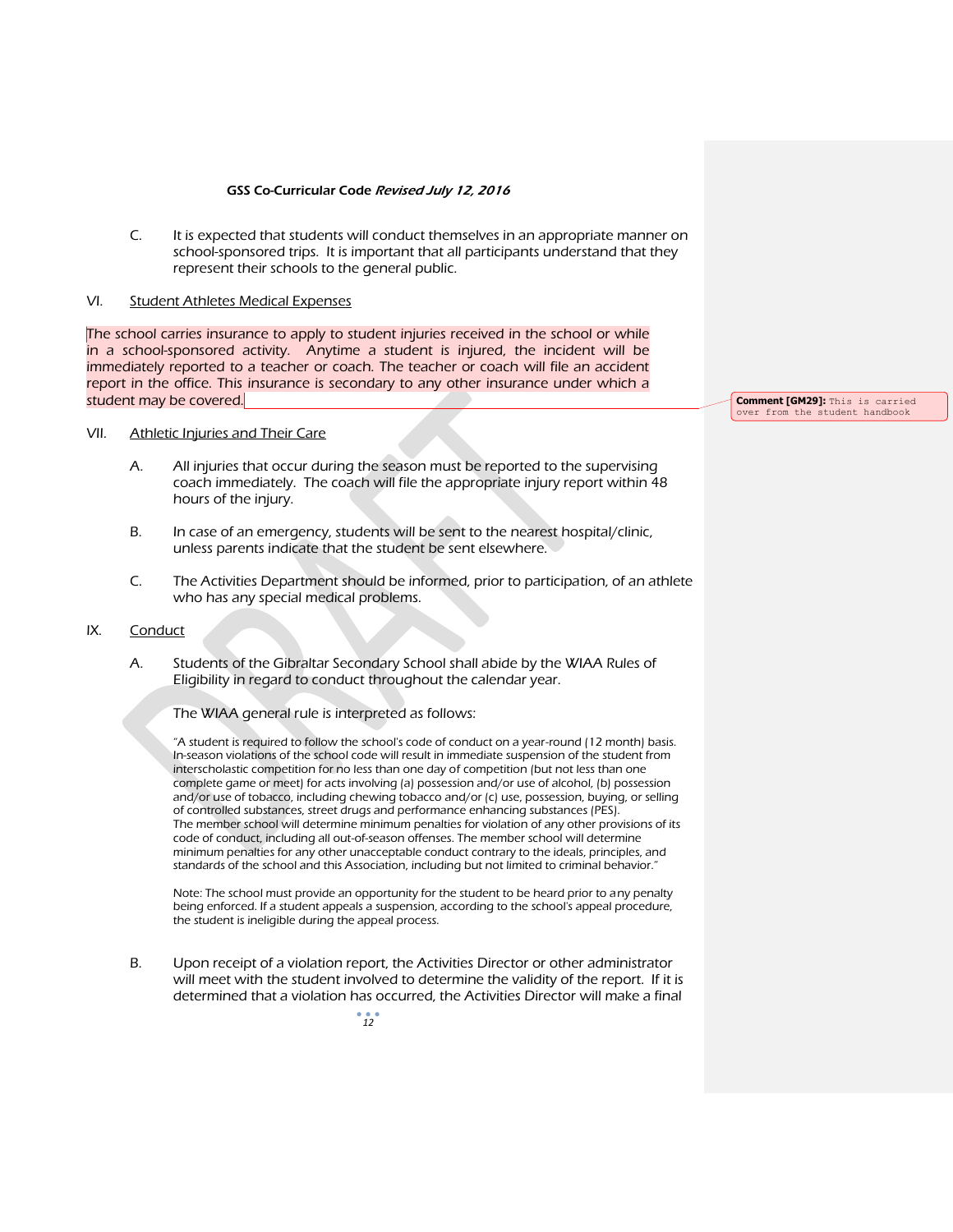C. It is expected that students will conduct themselves in an appropriate manner on school-sponsored trips. It is important that all participants understand that they represent their schools to the general public.

VI. Student Athletes Medical Expenses

The school carries insurance to apply to student injuries received in the school or while in a school-sponsored activity. Anytime a student is injured, the incident will be immediately reported to a teacher or coach. The teacher or coach will file an accident report in the office. This insurance is secondary to any other insurance under which a student may be covered.

**Comment [GM29]:** This is carried over from the student handbook

VII. Athletic Injuries and Their Care

A. All injuries that occur during the season must be reported to the supervising coach immediately. The coach will file the appropriate injury report within 48 hours of the injury.

B. In case of an emergency, students will be sent to the nearest hospital/clinic, unless parents indicate that the student be sent elsewhere.

C. The Activities Department should be informed, prior to participation, of an athlete who has any special medical problems.

IX. Conduct

A. Students of the Gibraltar Secondary School shall abide by the WIAA Rules of Eligibility in regard to conduct throughout the calendar year.

The WIAA general rule is interpreted as follows:

"A student is required to follow the school's code of conduct on a year-round (12 month) basis. In-season violations of the school code will result in immediate suspension of the student from interscholastic competition for no less than one day of competition (but not less than one complete game or meet) for acts involving (a) possession and/or use of alcohol, (b) possession and/or use of tobacco, including chewing tobacco and/or (c) use, possession, buying, or selling of controlled substances, street drugs and performance enhancing substances (PES). The member school will determine minimum penalties for violation of any other provisions of its code of conduct, including all out-of-season offenses. The member school will determine minimum penalties for any other unacceptable conduct contrary to the ideals, principles, and standards of the school and this Association, including but not limited to criminal behavior."

Note: The school must provide an opportunity for the student to be heard prior to any penalty being enforced. If a student appeals a suspension, according to the school's appeal procedure, the student is ineligible during the appeal process.

B. Upon receipt of a violation report, the Activities Director or other administrator will meet with the student involved to determine the validity of the report. If it is determined that a violation has occurred, the Activities Director will make a final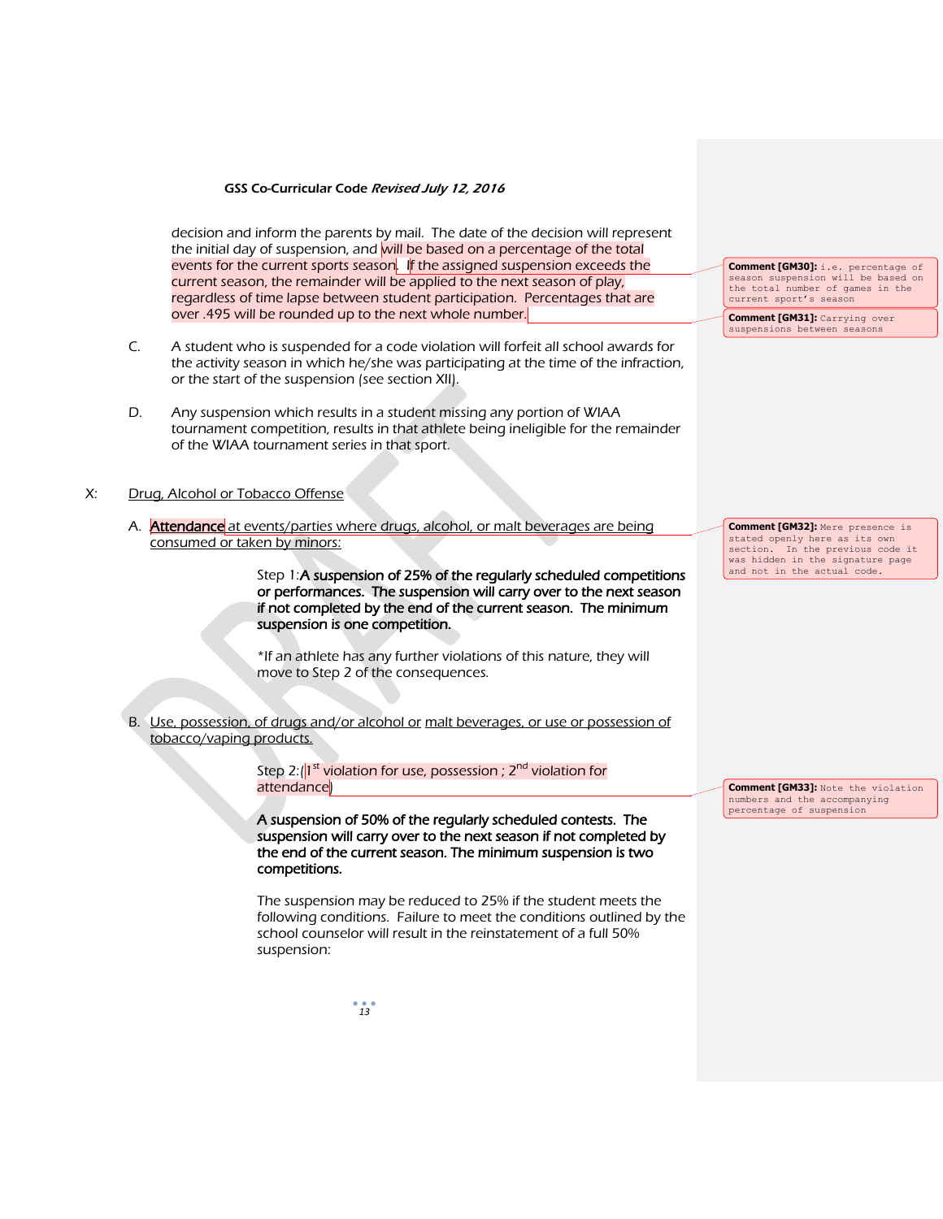decision and inform the parents by mail. The date of the decision will represent the initial day of suspension, and will be based on a percentage of the total events for the current sports season. If the assigned suspension exceeds the current season, the remainder will be applied to the next season of play, regardless of time lapse between student participation. Percentages that are over .495 will be rounded up to the next whole number.

> **Comment [GM30]:** i.e. percentage of season suspension will be based on the total number of games in the current sport's season

> **Comment [GM31]:** Carrying over suspensions between seasons

C. A student who is suspended for a code violation will forfeit all school awards for the activity season in which he/she was participating at the time of the infraction, or the start of the suspension (see section XII).

D. Any suspension which results in a student missing any portion of WIAA tournament competition, results in that athlete being ineligible for the remainder of the WIAA tournament series in that sport.

## X: Drug, Alcohol or Tobacco Offense

A. Attendance at events/parties where drugs, alcohol, or malt beverages are being consumed or taken by minors:

> **Comment [GM32]:** Mere presence is stated openly here as its own section. In the previous code it was hidden in the signature page and not in the actual code.

Step 1: **A suspension of 25% of the regularly scheduled competitions or performances. The suspension will carry over to the next season if not completed by the end of the current season. The minimum suspension is one competition.**

*If an athlete has any further violations of this nature, they will move to Step 2 of the consequences.

B. Use, possession, of drugs and/or alcohol or malt beverages, or use or possession of tobacco/vaping products.

Step 2: (1st violation for use, possession ; 2nd violation for attendance)

> **Comment [GM33]:** Note the violation numbers and the accompanying percentage of suspension

**A suspension of 50% of the regularly scheduled contests. The suspension will carry over to the next season if not completed by the end of the current season. The minimum suspension is two competitions.**

The suspension may be reduced to 25% if the student meets the following conditions. Failure to meet the conditions outlined by the school counselor will result in the reinstatement of a full 50% suspension: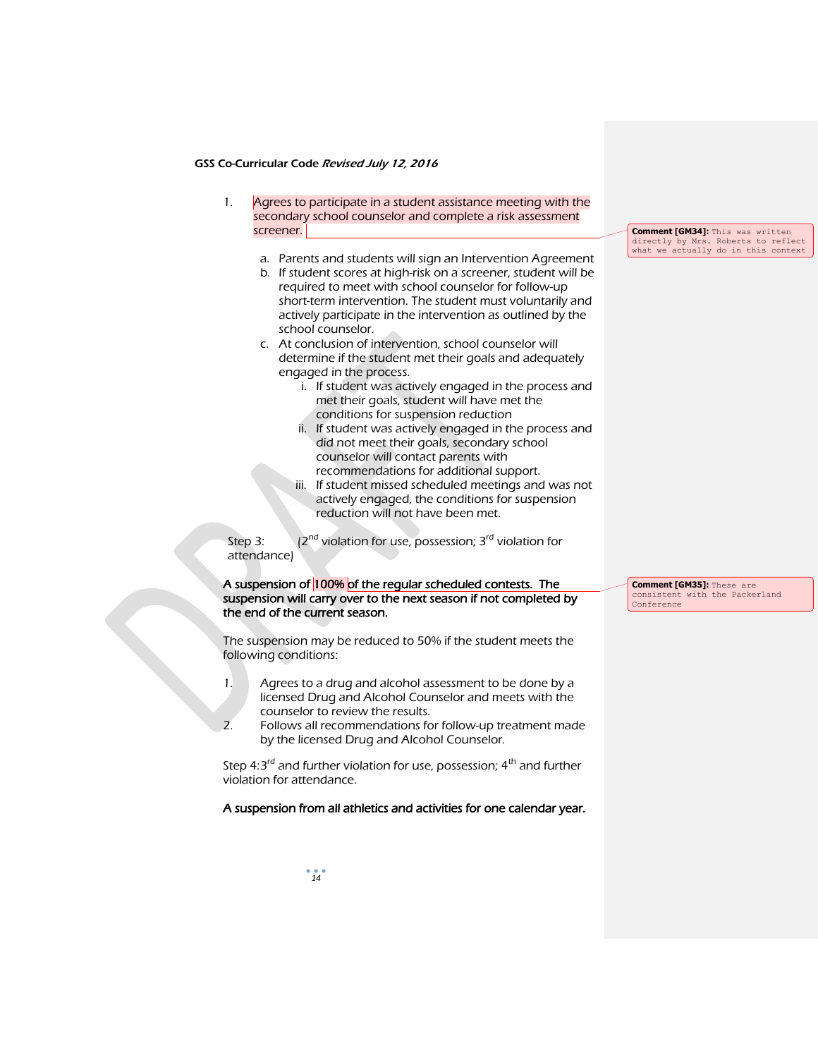1. Agrees to participate in a student assistance meeting with the secondary school counselor and complete a risk assessment screener.

    a. Parents and students will sign an Intervention Agreement
    b. If student scores at high-risk on a screener, student will be required to meet with school counselor for follow-up short-term intervention. The student must voluntarily and actively participate in the intervention as outlined by the school counselor.
    c. At conclusion of intervention, school counselor will determine if the student met their goals and adequately engaged in the process.
        i. If student was actively engaged in the process and met their goals, student will have met the conditions for suspension reduction
        ii. If student was actively engaged in the process and did not meet their goals, secondary school counselor will contact parents with recommendations for additional support.
        iii. If student missed scheduled meetings and was not actively engaged, the conditions for suspension reduction will not have been met.

Comment [GM34]: This was written directly by Mrs. Roberts to reflect what we actually do in this context

Step 3: (2nd violation for use, possession; 3rd violation for attendance)

**A suspension of 100% of the regular scheduled contests. The suspension will carry over to the next season if not completed by the end of the current season.**

Comment [GM35]: These are consistent with the Packerland Conference

The suspension may be reduced to 50% if the student meets the following conditions:

1. Agrees to a drug and alcohol assessment to be done by a licensed Drug and Alcohol Counselor and meets with the counselor to review the results.
2. Follows all recommendations for follow-up treatment made by the licensed Drug and Alcohol Counselor.

Step 4: 3rd and further violation for use, possession; 4th and further violation for attendance.

**A suspension from all athletics and activities for one calendar year.**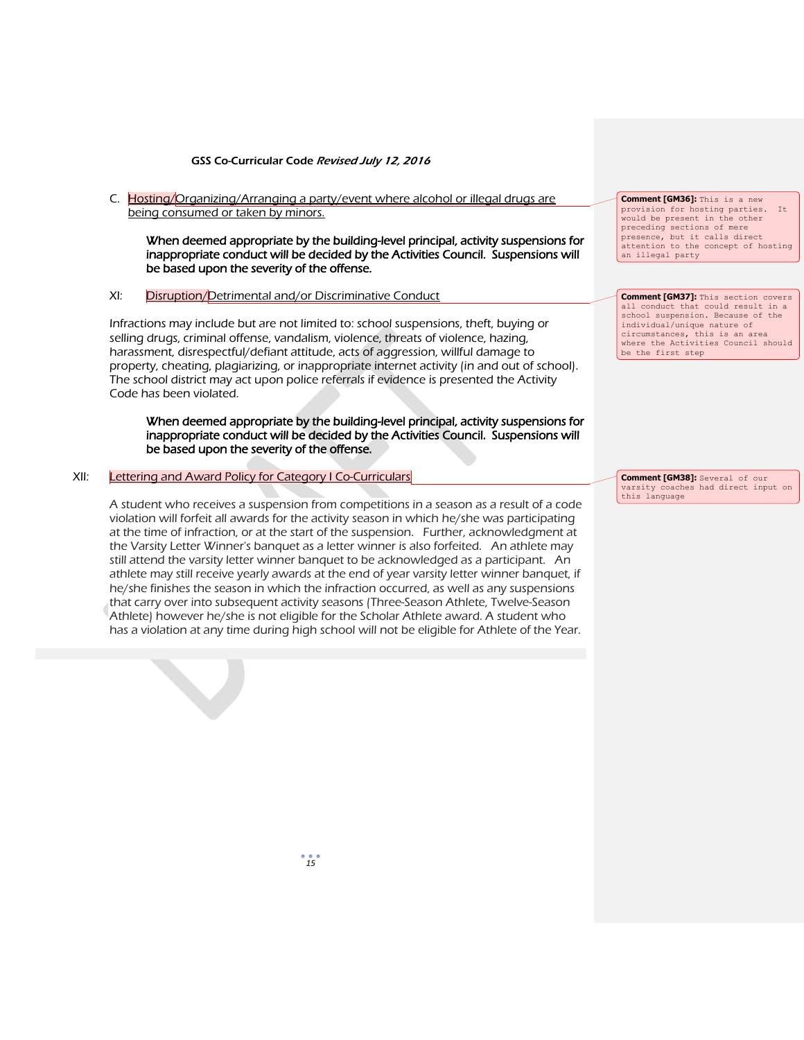C. Hosting/Organizing/Arranging a party/event where alcohol or illegal drugs are being consumed or taken by minors.

**When deemed appropriate by the building-level principal, activity suspensions for inappropriate conduct will be decided by the Activities Council. Suspensions will be based upon the severity of the offense.**

XI: Disruption/Detrimental and/or Discriminative Conduct

Infractions may include but are not limited to: school suspensions, theft, buying or selling drugs, criminal offense, vandalism, violence, threats of violence, hazing, harassment, disrespectful/defiant attitude, acts of aggression, willful damage to property, cheating, plagiarizing, or inappropriate internet activity (in and out of school). The school district may act upon police referrals if evidence is presented the Activity Code has been violated.

**When deemed appropriate by the building-level principal, activity suspensions for inappropriate conduct will be decided by the Activities Council. Suspensions will be based upon the severity of the offense.**

XII: Lettering and Award Policy for Category I Co-Curriculars

A student who receives a suspension from competitions in a season as a result of a code violation will forfeit all awards for the activity season in which he/she was participating at the time of infraction, or at the start of the suspension. Further, acknowledgment at the Varsity Letter Winner's banquet as a letter winner is also forfeited. An athlete may still attend the varsity letter winner banquet to be acknowledged as a participant. An athlete may still receive yearly awards at the end of year varsity letter winner banquet, if he/she finishes the season in which the infraction occurred, as well as any suspensions that carry over into subsequent activity seasons (Three-Season Athlete, Twelve-Season Athlete) however he/she is not eligible for the Scholar Athlete award. A student who has a violation at any time during high school will not be eligible for Athlete of the Year.

**Comment [GM36]:** This is a new provision for hosting parties. It would be present in the other preceding sections of mere presence, but it calls direct attention to the concept of hosting an illegal party

**Comment [GM37]:** This section covers all conduct that could result in a school suspension. Because of the individual/unique nature of circumstances, this is an area where the Activities Council should be the first step

**Comment [GM38]:** Several of our varsity coaches had direct input on this language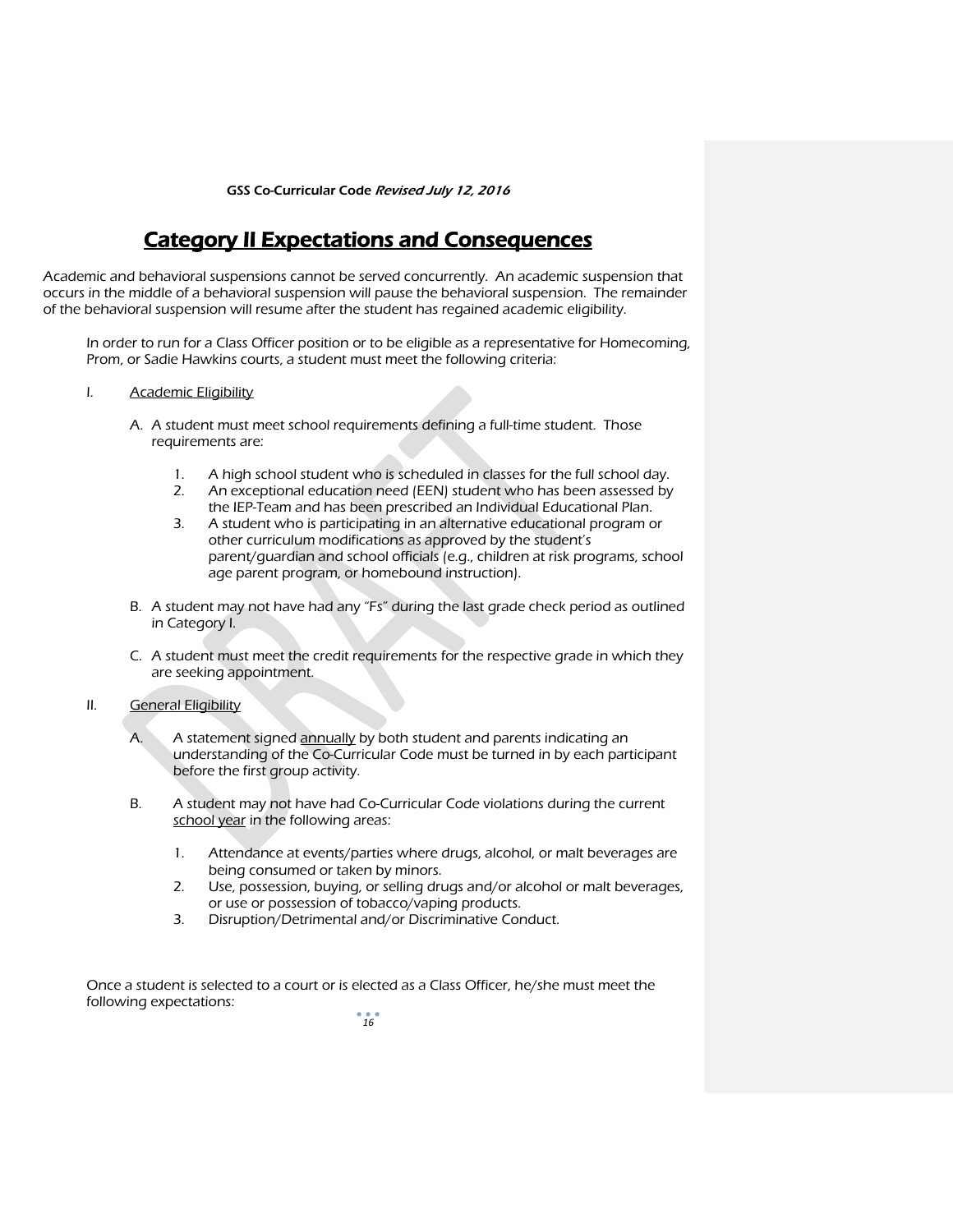# Category II Expectations and Consequences

*Academic and behavioral suspensions cannot be served concurrently. An academic suspension that occurs in the middle of a behavioral suspension will pause the behavioral suspension. The remainder of the behavioral suspension will resume after the student has regained academic eligibility.*

In order to run for a Class Officer position or to be eligible as a representative for Homecoming, Prom, or Sadie Hawkins courts, a student must meet the following criteria:

I. <u>Academic Eligibility</u>

   A. A student must meet school requirements defining a full-time student. Those requirements are:

      1. A high school student who is scheduled in classes for the full school day.
      2. An exceptional education need (EEN) student who has been assessed by the IEP-Team and has been prescribed an Individual Educational Plan.
      3. A student who is participating in an alternative educational program or other curriculum modifications as approved by the student's parent/guardian and school officials (e.g., children at risk programs, school age parent program, or homebound instruction).

   B. A student may not have had any "Fs" during the last grade check period as outlined in Category I.

   C. A student must meet the credit requirements for the respective grade in which they are seeking appointment.

II. <u>General Eligibility</u>

   A. A statement signed <u>annually</u> by both student and parents indicating an understanding of the Co-Curricular Code must be turned in by each participant before the first group activity.

   B. A student may not have had Co-Curricular Code violations during the current <u>school year</u> in the following areas:

      1. Attendance at events/parties where drugs, alcohol, or malt beverages are being consumed or taken by minors.
      2. Use, possession, buying, or selling drugs and/or alcohol or malt beverages, or use or possession of tobacco/vaping products.
      3. Disruption/Detrimental and/or Discriminative Conduct.

Once a student is selected to a court or is elected as a Class Officer, he/she must meet the following expectations: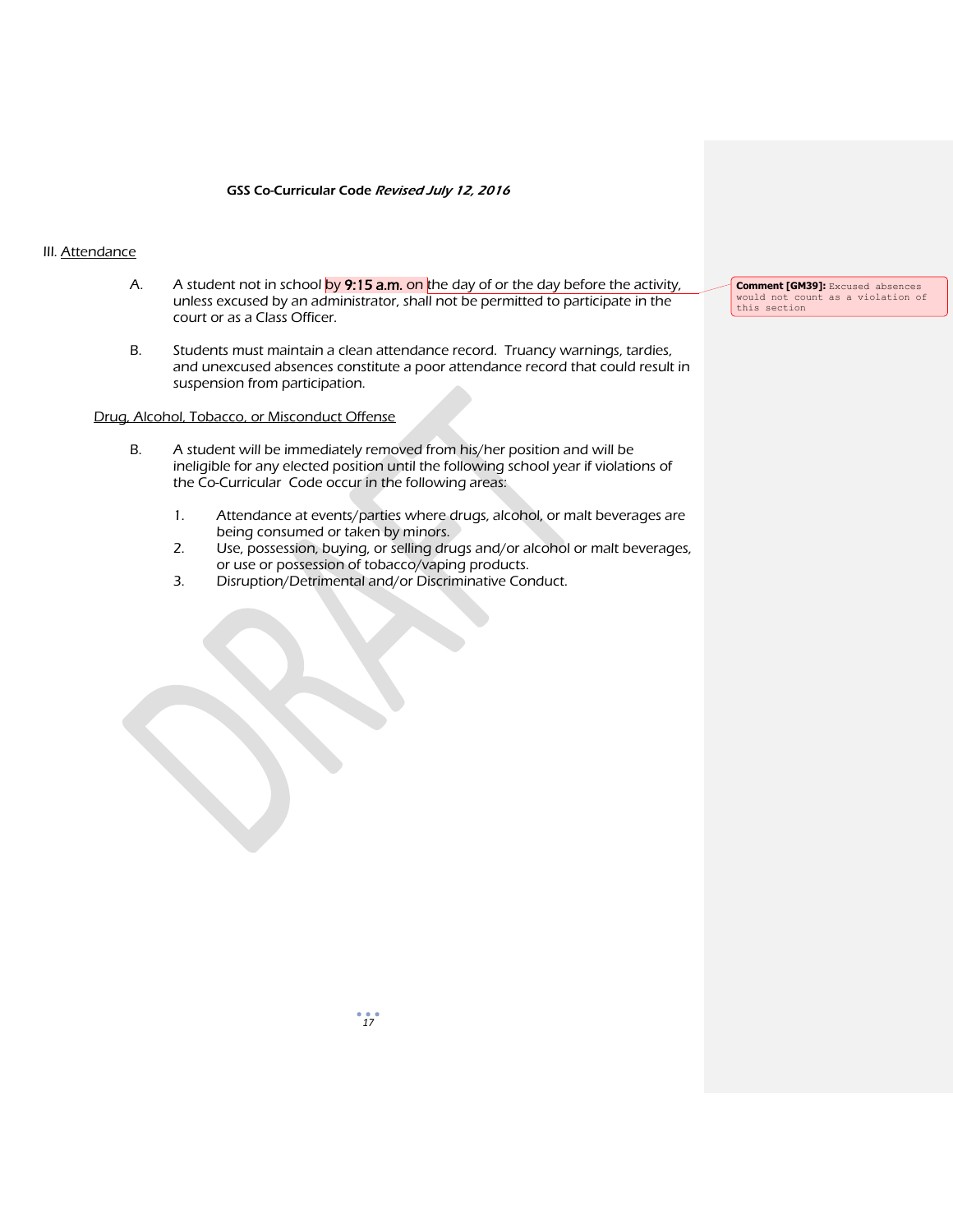## III. Attendance

A. A student not in school by **9:15 a.m.** on the day of or the day before the activity, unless excused by an administrator, shall not be permitted to participate in the court or as a Class Officer.

**Comment [GM39]:** Excused absences would not count as a violation of this section

B. Students must maintain a clean attendance record. Truancy warnings, tardies, and unexcused absences constitute a poor attendance record that could result in suspension from participation.

### Drug, Alcohol, Tobacco, or Misconduct Offense

B. A student will be immediately removed from his/her position and will be ineligible for any elected position until the following school year if violations of the Co-Curricular Code occur in the following areas:

1. Attendance at events/parties where drugs, alcohol, or malt beverages are being consumed or taken by minors.
2. Use, possession, buying, or selling drugs and/or alcohol or malt beverages, or use or possession of tobacco/vaping products.
3. Disruption/Detrimental and/or Discriminative Conduct.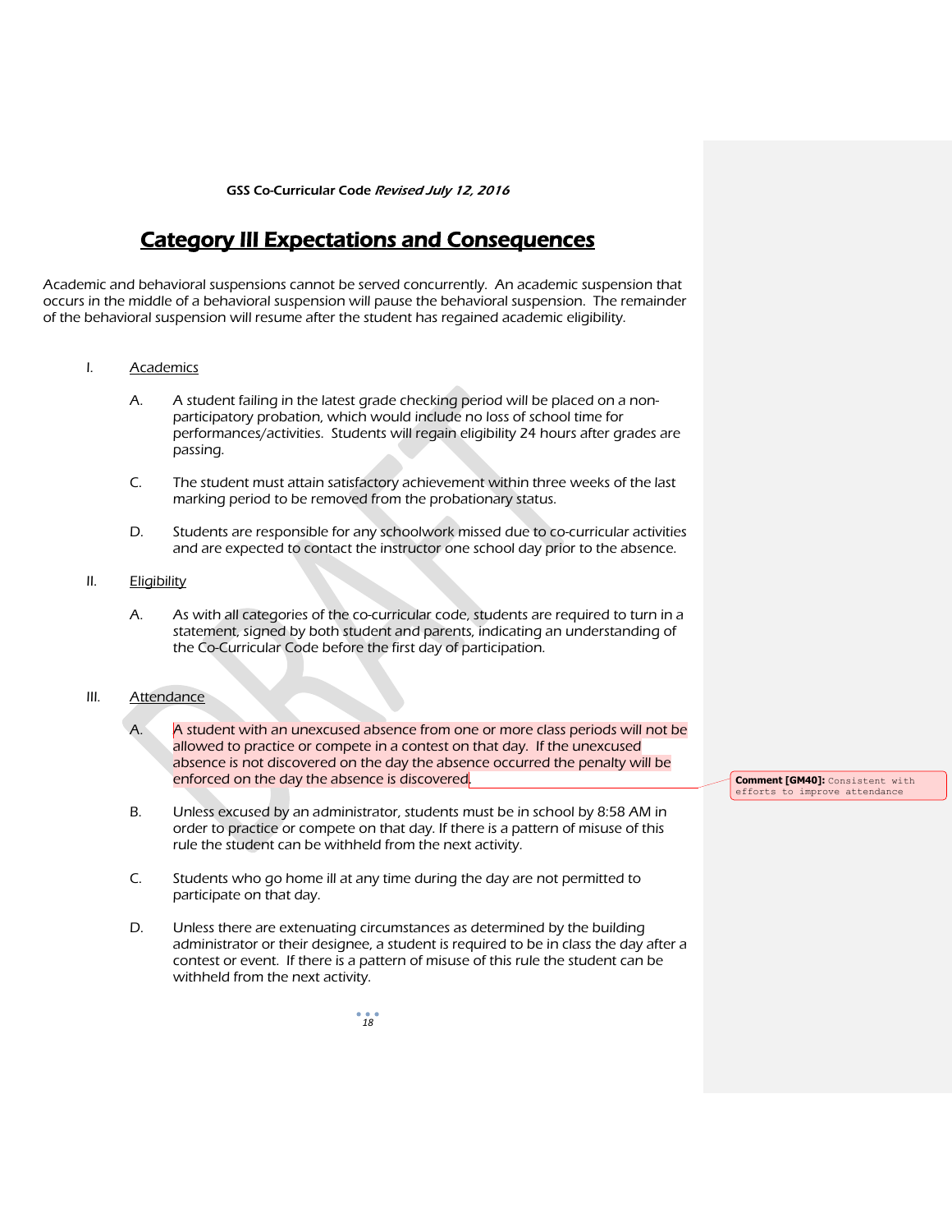# Category III Expectations and Consequences

*Academic and behavioral suspensions cannot be served concurrently. An academic suspension that occurs in the middle of a behavioral suspension will pause the behavioral suspension. The remainder of the behavioral suspension will resume after the student has regained academic eligibility.*

I. Academics

A. A student failing in the latest grade checking period will be placed on a non-participatory probation, which would include no loss of school time for performances/activities. Students will regain eligibility 24 hours after grades are passing.

C. The student must attain satisfactory achievement within three weeks of the last marking period to be removed from the probationary status.

D. Students are responsible for any schoolwork missed due to co-curricular activities and are expected to contact the instructor one school day prior to the absence.

II. Eligibility

A. As with all categories of the co-curricular code, students are required to turn in a statement, signed by both student and parents, indicating an understanding of the Co-Curricular Code before the first day of participation.

III. Attendance

A. A student with an unexcused absence from one or more class periods will not be allowed to practice or compete in a contest on that day. If the unexcused absence is not discovered on the day the absence occurred the penalty will be enforced on the day the absence is discovered.

**Comment [GM40]:** Consistent with efforts to improve attendance

B. Unless excused by an administrator, students must be in school by 8:58 AM in order to practice or compete on that day. If there is a pattern of misuse of this rule the student can be withheld from the next activity.

C. Students who go home ill at any time during the day are not permitted to participate on that day.

D. Unless there are extenuating circumstances as determined by the building administrator or their designee, a student is required to be in class the day after a contest or event. If there is a pattern of misuse of this rule the student can be withheld from the next activity.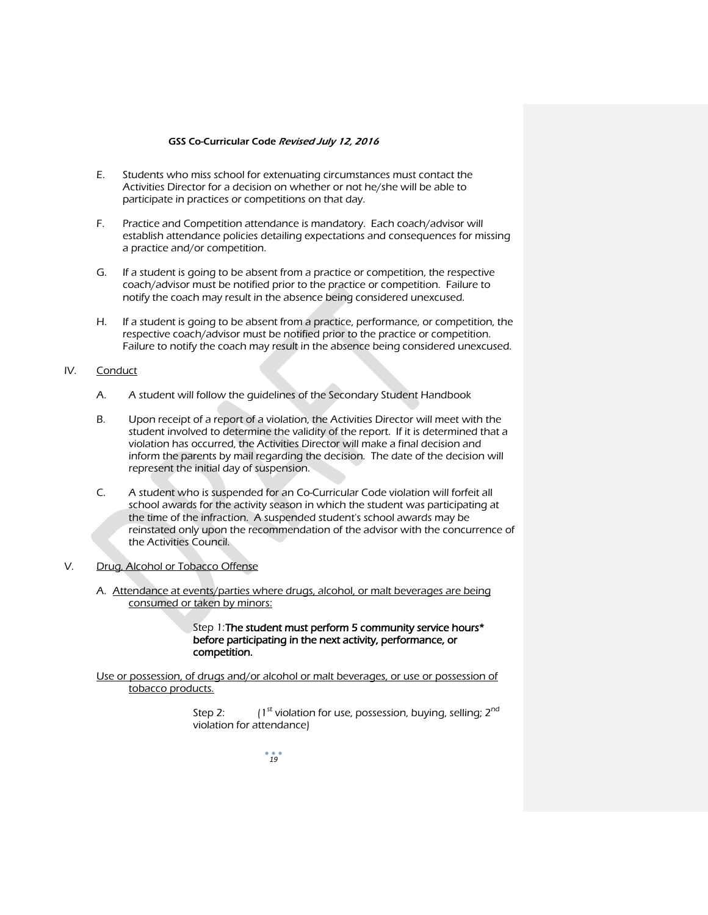E. Students who miss school for extenuating circumstances must contact the Activities Director for a decision on whether or not he/she will be able to participate in practices or competitions on that day.

F. Practice and Competition attendance is mandatory. Each coach/advisor will establish attendance policies detailing expectations and consequences for missing a practice and/or competition.

G. If a student is going to be absent from a practice or competition, the respective coach/advisor must be notified prior to the practice or competition. Failure to notify the coach may result in the absence being considered unexcused.

H. If a student is going to be absent from a practice, performance, or competition, the respective coach/advisor must be notified prior to the practice or competition. Failure to notify the coach may result in the absence being considered unexcused.

IV. Conduct

A. A student will follow the guidelines of the Secondary Student Handbook

B. Upon receipt of a report of a violation, the Activities Director will meet with the student involved to determine the validity of the report. If it is determined that a violation has occurred, the Activities Director will make a final decision and inform the parents by mail regarding the decision. The date of the decision will represent the initial day of suspension.

C. A student who is suspended for an Co-Curricular Code violation will forfeit all school awards for the activity season in which the student was participating at the time of the infraction. A suspended student's school awards may be reinstated only upon the recommendation of the advisor with the concurrence of the Activities Council.

V. Drug, Alcohol or Tobacco Offense

A. Attendance at events/parties where drugs, alcohol, or malt beverages are being consumed or taken by minors:

Step 1: **The student must perform 5 community service hours* before participating in the next activity, performance, or competition.**

Use or possession, of drugs and/or alcohol or malt beverages, or use or possession of tobacco products.

Step 2: (1st violation for use, possession, buying, selling; 2nd violation for attendance)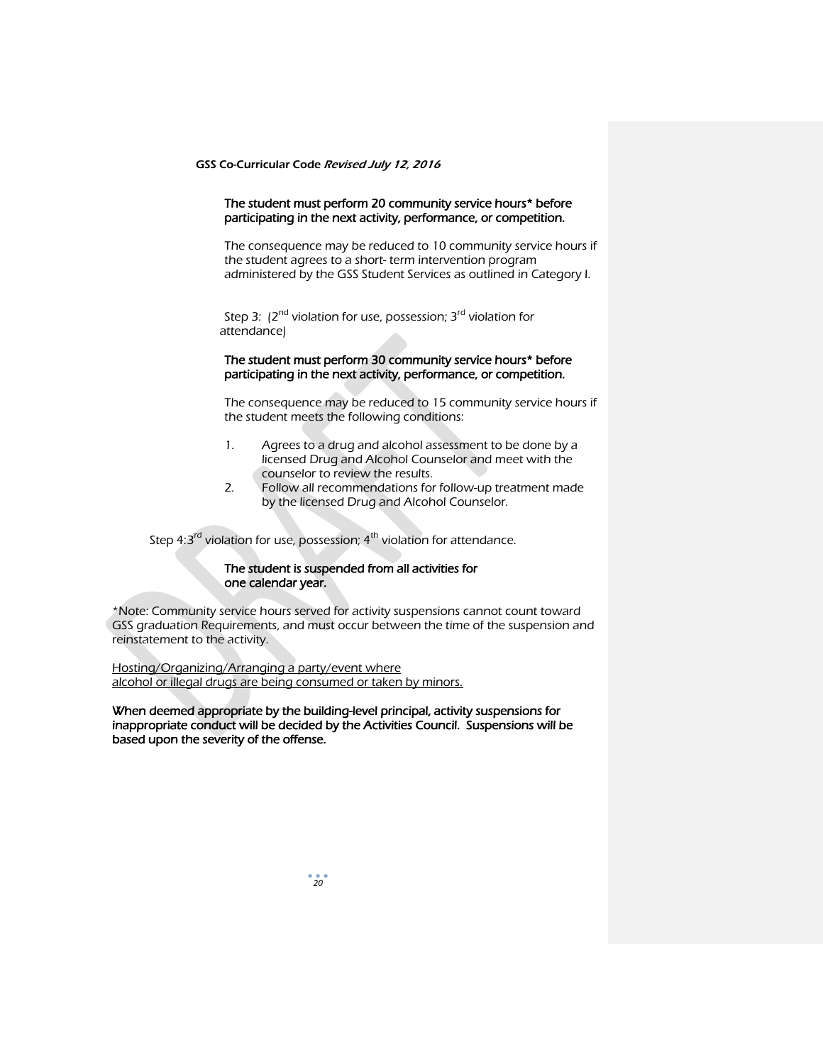**The student must perform 20 community service hours* before participating in the next activity, performance, or competition.**

*The consequence may be reduced to 10 community service hours if the student agrees to a short- term intervention program administered by the GSS Student Services as outlined in Category I.*

*Step 3: (2nd violation for use, possession; 3rd violation for attendance)*

**The student must perform 30 community service hours* before participating in the next activity, performance, or competition.**

*The consequence may be reduced to 15 community service hours if the student meets the following conditions:*

1. *Agrees to a drug and alcohol assessment to be done by a licensed Drug and Alcohol Counselor and meet with the counselor to review the results.*
2. *Follow all recommendations for follow-up treatment made by the licensed Drug and Alcohol Counselor.*

*Step 4:3rd violation for use, possession; 4th violation for attendance.*

**The student is suspended from all activities for one calendar year.**

**Note: Community service hours served for activity suspensions cannot count toward GSS graduation Requirements, and must occur between the time of the suspension and reinstatement to the activity.*

<u>Hosting/Organizing/Arranging a party/event where alcohol or illegal drugs are being consumed or taken by minors.</u>

**When deemed appropriate by the building-level principal, activity suspensions for inappropriate conduct will be decided by the Activities Council. Suspensions will be based upon the severity of the offense.**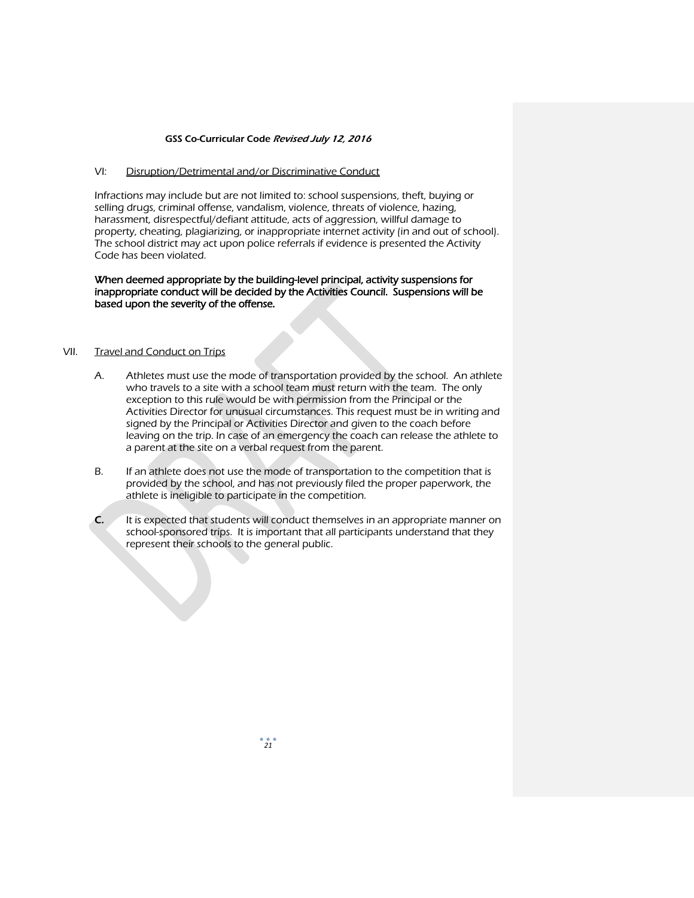## VI: Disruption/Detrimental and/or Discriminative Conduct

Infractions may include but are not limited to: school suspensions, theft, buying or selling drugs, criminal offense, vandalism, violence, threats of violence, hazing, harassment, disrespectful/defiant attitude, acts of aggression, willful damage to property, cheating, plagiarizing, or inappropriate internet activity (in and out of school). The school district may act upon police referrals if evidence is presented the Activity Code has been violated.

**When deemed appropriate by the building-level principal, activity suspensions for inappropriate conduct will be decided by the Activities Council. Suspensions will be based upon the severity of the offense.**

## VII. Travel and Conduct on Trips

A. Athletes must use the mode of transportation provided by the school. An athlete who travels to a site with a school team must return with the team. The only exception to this rule would be with permission from the Principal or the Activities Director for unusual circumstances. This request must be in writing and signed by the Principal or Activities Director and given to the coach before leaving on the trip. In case of an emergency the coach can release the athlete to a parent at the site on a verbal request from the parent.

B. If an athlete does not use the mode of transportation to the competition that is provided by the school, and has not previously filed the proper paperwork, the athlete is ineligible to participate in the competition.

**C.** It is expected that students will conduct themselves in an appropriate manner on school-sponsored trips. It is important that all participants understand that they represent their schools to the general public.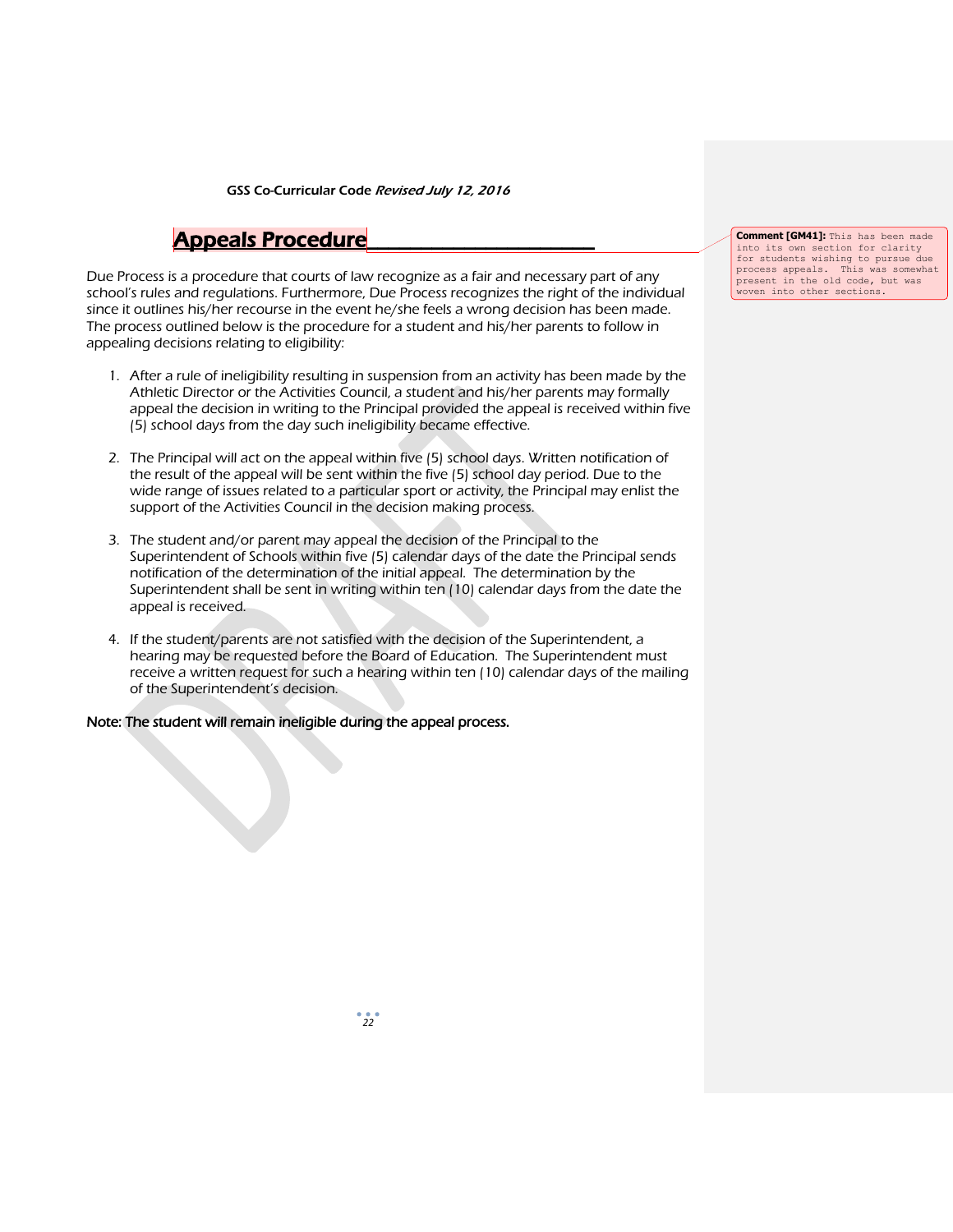## Appeals Procedure

Comment [GM41]: This has been made into its own section for clarity for students wishing to pursue due process appeals. This was somewhat present in the old code, but was woven into other sections.

Due Process is a procedure that courts of law recognize as a fair and necessary part of any school's rules and regulations. Furthermore, Due Process recognizes the right of the individual since it outlines his/her recourse in the event he/she feels a wrong decision has been made. The process outlined below is the procedure for a student and his/her parents to follow in appealing decisions relating to eligibility:

1. After a rule of ineligibility resulting in suspension from an activity has been made by the Athletic Director or the Activities Council, a student and his/her parents may formally appeal the decision in writing to the Principal provided the appeal is received within five (5) school days from the day such ineligibility became effective.

2. The Principal will act on the appeal within five (5) school days. Written notification of the result of the appeal will be sent within the five (5) school day period. Due to the wide range of issues related to a particular sport or activity, the Principal may enlist the support of the Activities Council in the decision making process.

3. The student and/or parent may appeal the decision of the Principal to the Superintendent of Schools within five (5) calendar days of the date the Principal sends notification of the determination of the initial appeal. The determination by the Superintendent shall be sent in writing within ten (10) calendar days from the date the appeal is received.

4. If the student/parents are not satisfied with the decision of the Superintendent, a hearing may be requested before the Board of Education. The Superintendent must receive a written request for such a hearing within ten (10) calendar days of the mailing of the Superintendent's decision.

Note: The student will remain ineligible during the appeal process.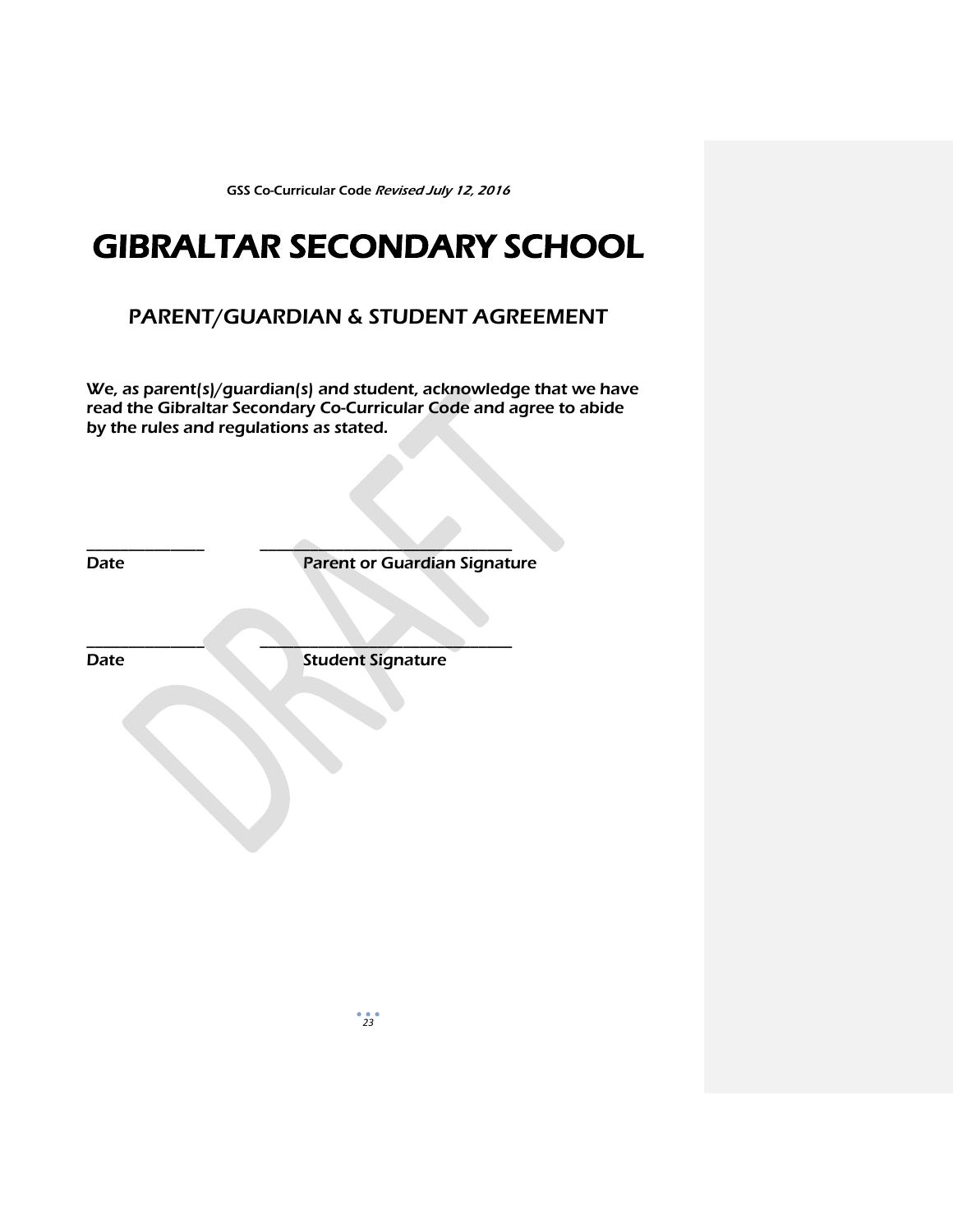# GIBRALTAR SECONDARY SCHOOL

## PARENT/GUARDIAN & STUDENT AGREEMENT

**We, as parent(s)/guardian(s) and student, acknowledge that we have read the Gibraltar Secondary Co-Curricular Code and agree to abide by the rules and regulations as stated.**

_______________ ________________________________

**Date** **Parent or Guardian Signature**

_______________ ________________________________

**Date** **Student Signature**